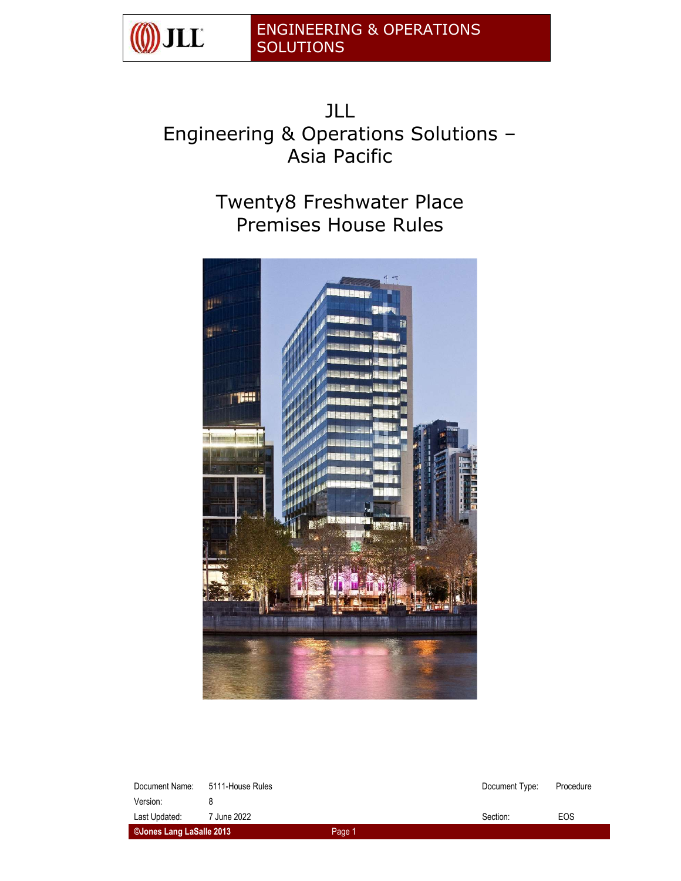# JLL
# Engineering & Operations Solutions – Asia Pacific

## Twenty8 Freshwater Place
## Premises House Rules

| Document Name: | 5111-House Rules | Document Type: | Procedure |
| --- | --- | --- | --- |
| Version: | 8 | | |
| Last Updated: | 7 June 2022 | Section: | EOS |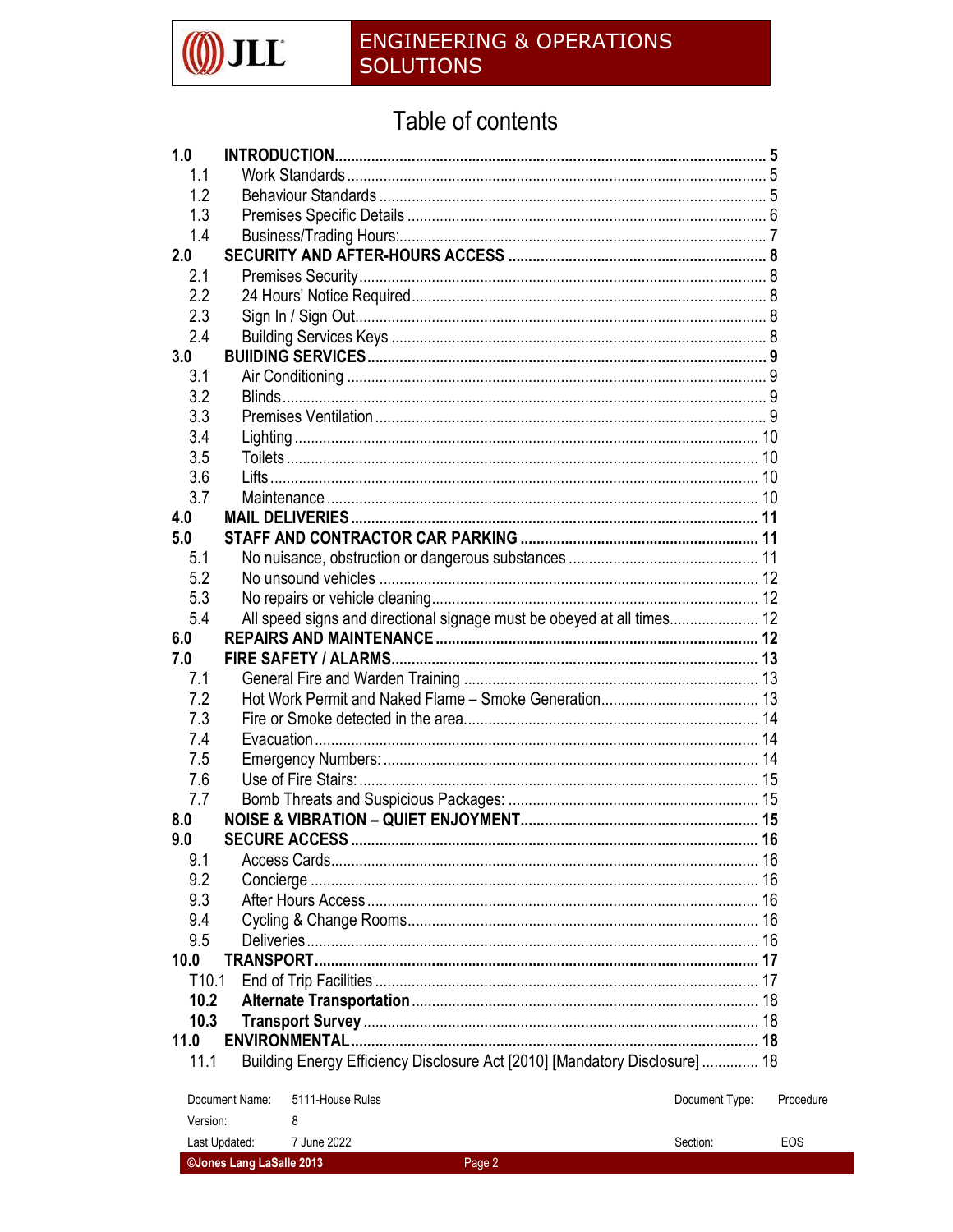# Table of contents

| | | |
|---|---|---|
| **1.0** | **INTRODUCTION** | **5** |
| 1.1 | Work Standards | 5 |
| 1.2 | Behaviour Standards | 5 |
| 1.3 | Premises Specific Details | 6 |
| 1.4 | Business/Trading Hours: | 7 |
| **2.0** | **SECURITY AND AFTER-HOURS ACCESS** | **8** |
| 2.1 | Premises Security | 8 |
| 2.2 | 24 Hours' Notice Required | 8 |
| 2.3 | Sign In / Sign Out | 8 |
| 2.4 | Building Services Keys | 8 |
| **3.0** | **BUIIDING SERVICES** | **9** |
| 3.1 | Air Conditioning | 9 |
| 3.2 | Blinds | 9 |
| 3.3 | Premises Ventilation | 9 |
| 3.4 | Lighting | 10 |
| 3.5 | Toilets | 10 |
| 3.6 | Lifts | 10 |
| 3.7 | Maintenance | 10 |
| **4.0** | **MAIL DELIVERIES** | **11** |
| **5.0** | **STAFF AND CONTRACTOR CAR PARKING** | **11** |
| 5.1 | No nuisance, obstruction or dangerous substances | 11 |
| 5.2 | No unsound vehicles | 12 |
| 5.3 | No repairs or vehicle cleaning | 12 |
| 5.4 | All speed signs and directional signage must be obeyed at all times | 12 |
| **6.0** | **REPAIRS AND MAINTENANCE** | **12** |
| **7.0** | **FIRE SAFETY / ALARMS** | **13** |
| 7.1 | General Fire and Warden Training | 13 |
| 7.2 | Hot Work Permit and Naked Flame – Smoke Generation | 13 |
| 7.3 | Fire or Smoke detected in the area | 14 |
| 7.4 | Evacuation | 14 |
| 7.5 | Emergency Numbers: | 14 |
| 7.6 | Use of Fire Stairs: | 15 |
| 7.7 | Bomb Threats and Suspicious Packages: | 15 |
| **8.0** | **NOISE & VIBRATION – QUIET ENJOYMENT** | **15** |
| **9.0** | **SECURE ACCESS** | **16** |
| 9.1 | Access Cards | 16 |
| 9.2 | Concierge | 16 |
| 9.3 | After Hours Access | 16 |
| 9.4 | Cycling & Change Rooms | 16 |
| 9.5 | Deliveries | 16 |
| **10.0** | **TRANSPORT** | **17** |
| T10.1 | End of Trip Facilities | 17 |
| **10.2** | **Alternate Transportation** | 18 |
| **10.3** | **Transport Survey** | 18 |
| **11.0** | **ENVIRONMENTAL** | **18** |
| 11.1 | Building Energy Efficiency Disclosure Act [2010] [Mandatory Disclosure] | 18 |

| | | | |
|---|---|---|---|
| Document Name: | 5111-House Rules | Document Type: | Procedure |
| Version: | 8 | | |
| Last Updated: | 7 June 2022 | Section: | EOS |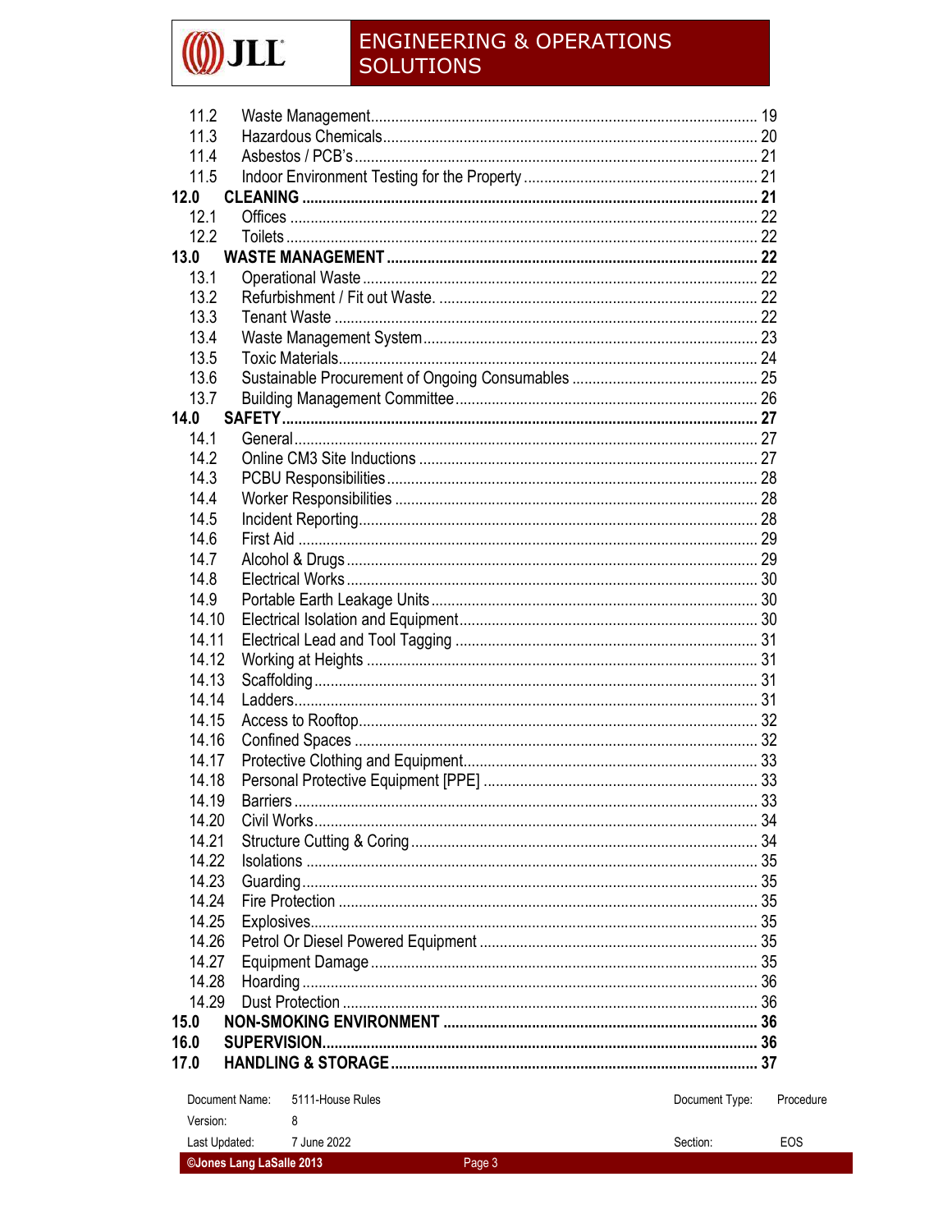11.2 Waste Management .......................................................................................... 19
11.3 Hazardous Chemicals ...................................................................................... 20
11.4 Asbestos / PCB's ............................................................................................. 21
11.5 Indoor Environment Testing for the Property ................................................... 21

**12.0 CLEANING .......................................................................................................... 21**

12.1 Offices ............................................................................................................ 22
12.2 Toilets ............................................................................................................. 22

**13.0 WASTE MANAGEMENT ..................................................................................... 22**

13.1 Operational Waste ........................................................................................... 22
13.2 Refurbishment / Fit out Waste. ........................................................................ 22
13.3 Tenant Waste .................................................................................................. 22
13.4 Waste Management System ............................................................................. 23
13.5 Toxic Materials ................................................................................................ 24
13.6 Sustainable Procurement of Ongoing Consumables ........................................ 25
13.7 Building Management Committee .................................................................... 26

**14.0 SAFETY ............................................................................................................... 27**

14.1 General ............................................................................................................ 27
14.2 Online CM3 Site Inductions ............................................................................. 27
14.3 PCBU Responsibilities ..................................................................................... 28
14.4 Worker Responsibilities ................................................................................... 28
14.5 Incident Reporting ............................................................................................ 28
14.6 First Aid ........................................................................................................... 29
14.7 Alcohol & Drugs ............................................................................................... 29
14.8 Electrical Works ............................................................................................... 30
14.9 Portable Earth Leakage Units .......................................................................... 30
14.10 Electrical Isolation and Equipment .................................................................. 30
14.11 Electrical Lead and Tool Tagging .................................................................... 31
14.12 Working at Heights .......................................................................................... 31
14.13 Scaffolding ....................................................................................................... 31
14.14 Ladders ............................................................................................................ 31
14.15 Access to Rooftop ............................................................................................ 32
14.16 Confined Spaces .............................................................................................. 32
14.17 Protective Clothing and Equipment .................................................................. 33
14.18 Personal Protective Equipment [PPE] .............................................................. 33
14.19 Barriers ............................................................................................................ 33
14.20 Civil Works ....................................................................................................... 34
14.21 Structure Cutting & Coring ............................................................................... 34
14.22 Isolations ......................................................................................................... 35
14.23 Guarding .......................................................................................................... 35
14.24 Fire Protection .................................................................................................. 35
14.25 Explosives ........................................................................................................ 35
14.26 Petrol Or Diesel Powered Equipment ............................................................... 35
14.27 Equipment Damage .......................................................................................... 35
14.28 Hoarding ........................................................................................................... 36
14.29 Dust Protection ................................................................................................. 36

**15.0 NON-SMOKING ENVIRONMENT ........................................................................ 36**

**16.0 SUPERVISION ..................................................................................................... 36**

**17.0 HANDLING & STORAGE .................................................................................... 37**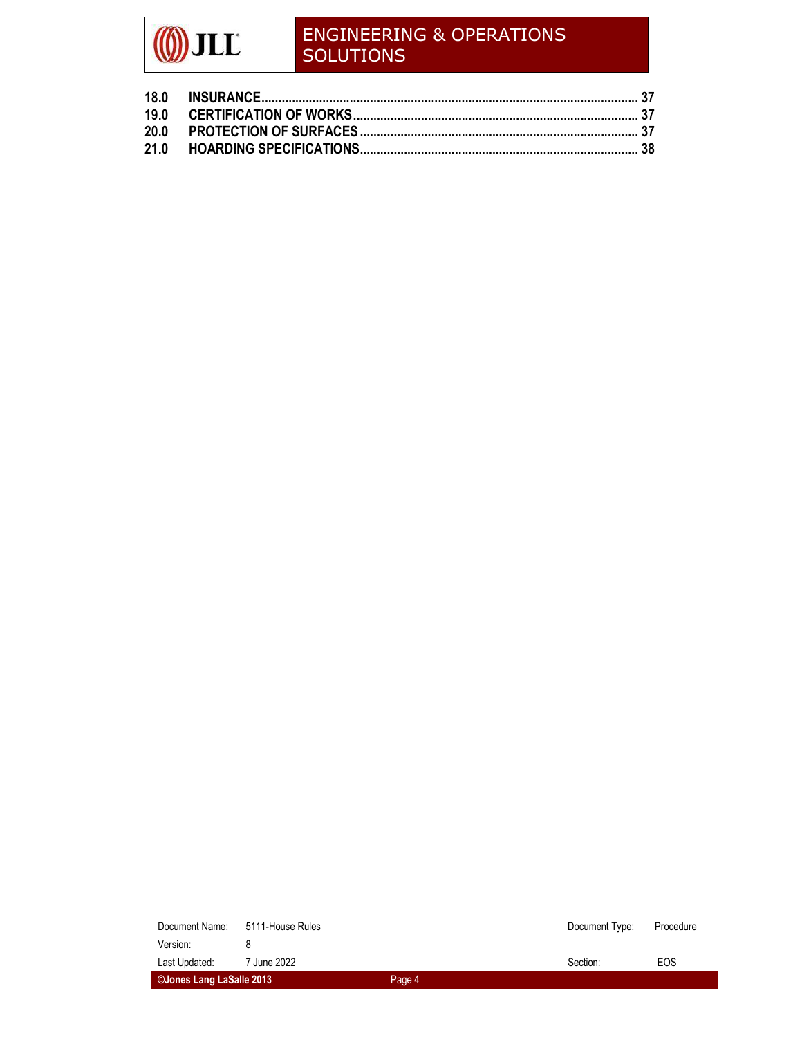| | | |
|---|---|---|
| 18.0 | INSURANCE | 37 |
| 19.0 | CERTIFICATION OF WORKS | 37 |
| 20.0 | PROTECTION OF SURFACES | 37 |
| 21.0 | HOARDING SPECIFICATIONS | 38 |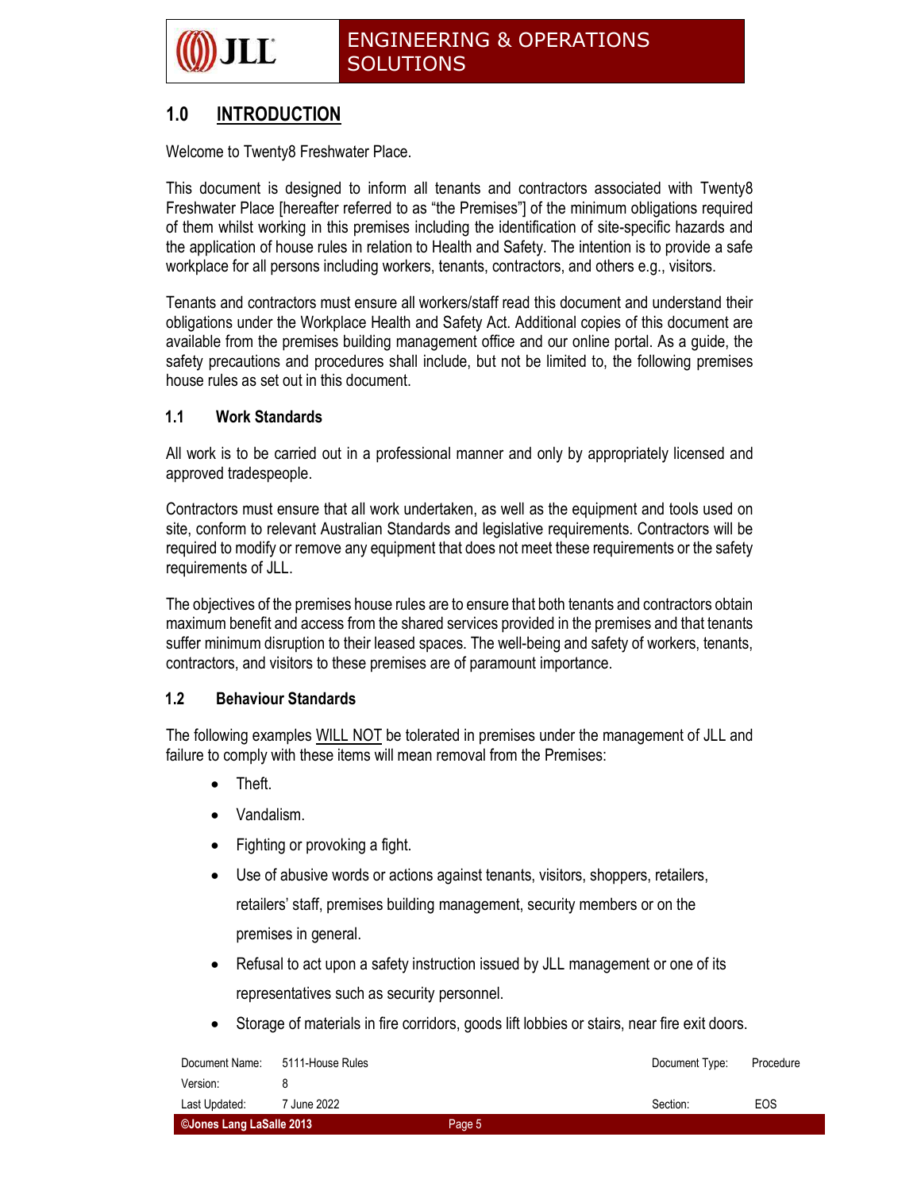# 1.0 INTRODUCTION

Welcome to Twenty8 Freshwater Place.

This document is designed to inform all tenants and contractors associated with Twenty8 Freshwater Place [hereafter referred to as "the Premises"] of the minimum obligations required of them whilst working in this premises including the identification of site-specific hazards and the application of house rules in relation to Health and Safety. The intention is to provide a safe workplace for all persons including workers, tenants, contractors, and others e.g., visitors.

Tenants and contractors must ensure all workers/staff read this document and understand their obligations under the Workplace Health and Safety Act. Additional copies of this document are available from the premises building management office and our online portal. As a guide, the safety precautions and procedures shall include, but not be limited to, the following premises house rules as set out in this document.

## 1.1 Work Standards

All work is to be carried out in a professional manner and only by appropriately licensed and approved tradespeople.

Contractors must ensure that all work undertaken, as well as the equipment and tools used on site, conform to relevant Australian Standards and legislative requirements. Contractors will be required to modify or remove any equipment that does not meet these requirements or the safety requirements of JLL.

The objectives of the premises house rules are to ensure that both tenants and contractors obtain maximum benefit and access from the shared services provided in the premises and that tenants suffer minimum disruption to their leased spaces. The well-being and safety of workers, tenants, contractors, and visitors to these premises are of paramount importance.

## 1.2 Behaviour Standards

The following examples WILL NOT be tolerated in premises under the management of JLL and failure to comply with these items will mean removal from the Premises:

- Theft.
- Vandalism.
- Fighting or provoking a fight.
- Use of abusive words or actions against tenants, visitors, shoppers, retailers, retailers' staff, premises building management, security members or on the premises in general.
- Refusal to act upon a safety instruction issued by JLL management or one of its representatives such as security personnel.
- Storage of materials in fire corridors, goods lift lobbies or stairs, near fire exit doors.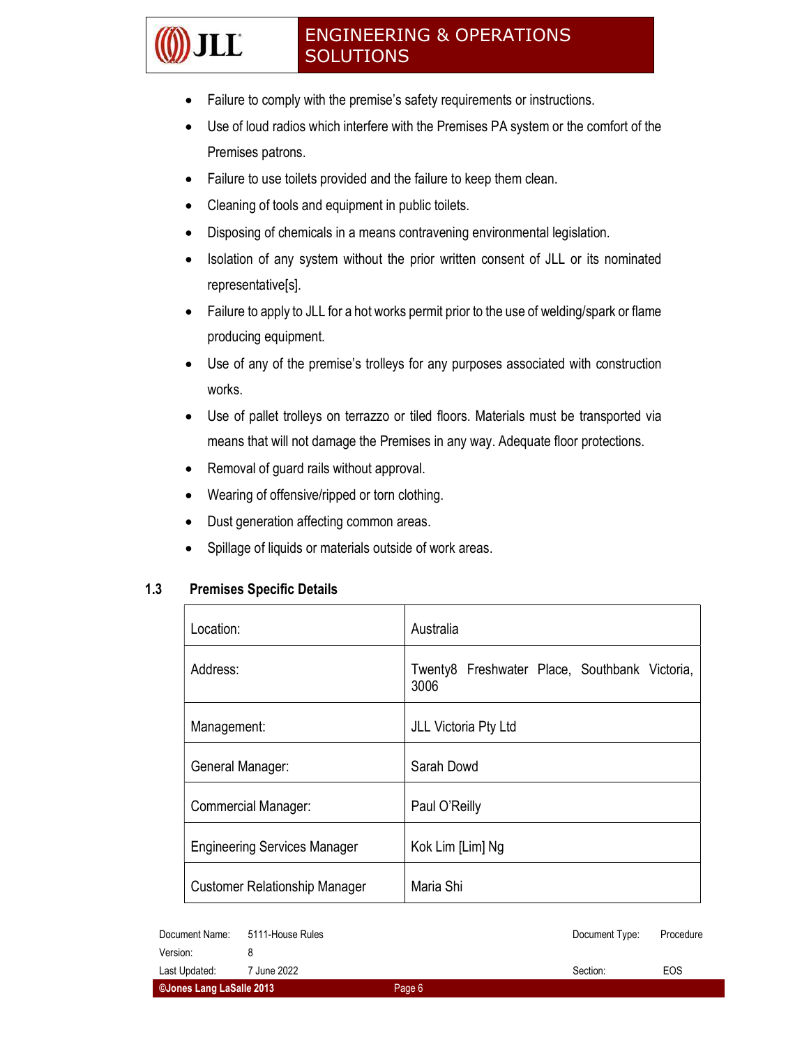- Failure to comply with the premise's safety requirements or instructions.
- Use of loud radios which interfere with the Premises PA system or the comfort of the Premises patrons.
- Failure to use toilets provided and the failure to keep them clean.
- Cleaning of tools and equipment in public toilets.
- Disposing of chemicals in a means contravening environmental legislation.
- Isolation of any system without the prior written consent of JLL or its nominated representative[s].
- Failure to apply to JLL for a hot works permit prior to the use of welding/spark or flame producing equipment.
- Use of any of the premise's trolleys for any purposes associated with construction works.
- Use of pallet trolleys on terrazzo or tiled floors. Materials must be transported via means that will not damage the Premises in any way. Adequate floor protections.
- Removal of guard rails without approval.
- Wearing of offensive/ripped or torn clothing.
- Dust generation affecting common areas.
- Spillage of liquids or materials outside of work areas.

## 1.3 Premises Specific Details

| | |
|---|---|
| Location: | Australia |
| Address: | Twenty8 Freshwater Place, Southbank Victoria, 3006 |
| Management: | JLL Victoria Pty Ltd |
| General Manager: | Sarah Dowd |
| Commercial Manager: | Paul O'Reilly |
| Engineering Services Manager | Kok Lim [Lim] Ng |
| Customer Relationship Manager | Maria Shi |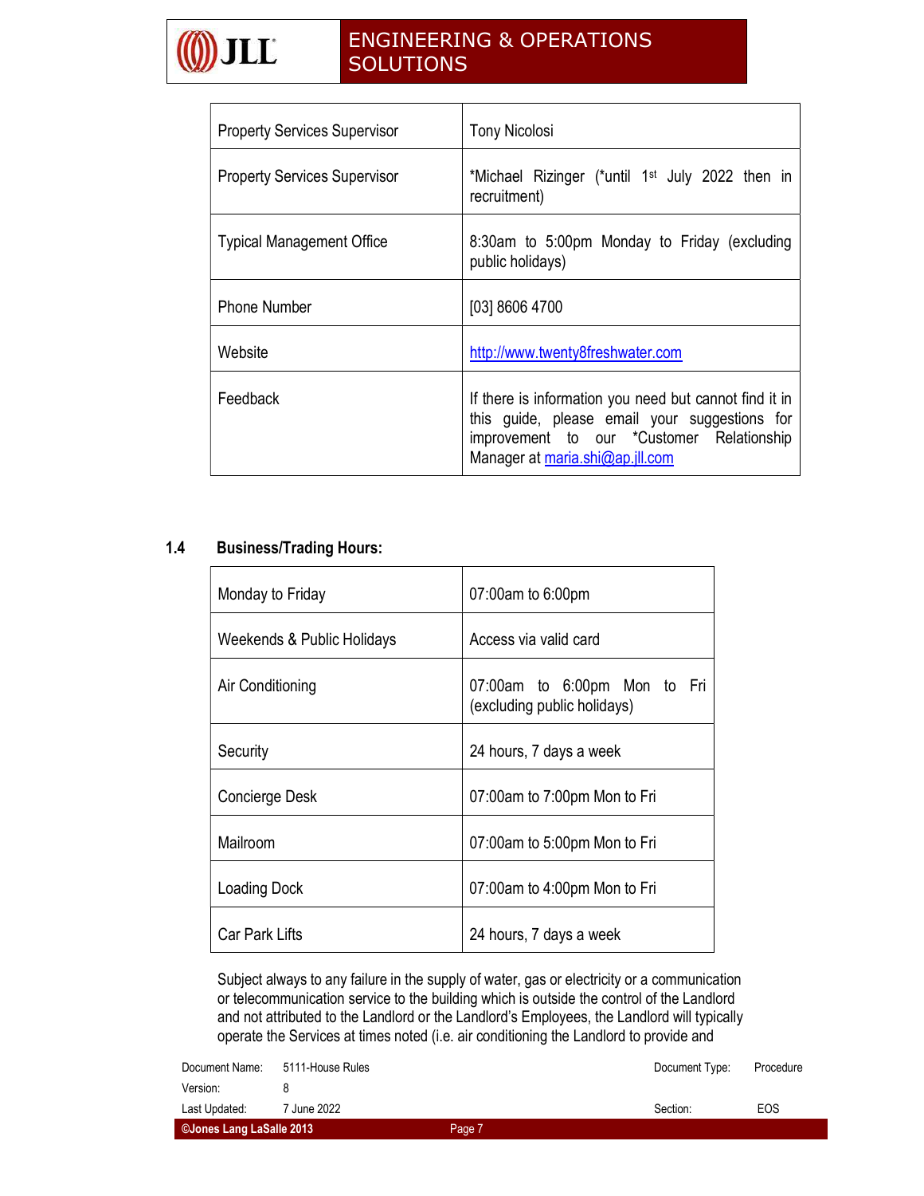| Property Services Supervisor | Tony Nicolosi |
|---|---|
| Property Services Supervisor | *Michael Rizinger (*until 1st July 2022 then in recruitment) |
| Typical Management Office | 8:30am to 5:00pm Monday to Friday (excluding public holidays) |
| Phone Number | [03] 8606 4700 |
| Website | http://www.twenty8freshwater.com |
| Feedback | If there is information you need but cannot find it in this guide, please email your suggestions for improvement to our *Customer Relationship Manager at maria.shi@ap.jll.com |

### 1.4 Business/Trading Hours:

| Monday to Friday | 07:00am to 6:00pm |
|---|---|
| Weekends & Public Holidays | Access via valid card |
| Air Conditioning | 07:00am to 6:00pm Mon to Fri (excluding public holidays) |
| Security | 24 hours, 7 days a week |
| Concierge Desk | 07:00am to 7:00pm Mon to Fri |
| Mailroom | 07:00am to 5:00pm Mon to Fri |
| Loading Dock | 07:00am to 4:00pm Mon to Fri |
| Car Park Lifts | 24 hours, 7 days a week |

Subject always to any failure in the supply of water, gas or electricity or a communication or telecommunication service to the building which is outside the control of the Landlord and not attributed to the Landlord or the Landlord's Employees, the Landlord will typically operate the Services at times noted (i.e. air conditioning the Landlord to provide and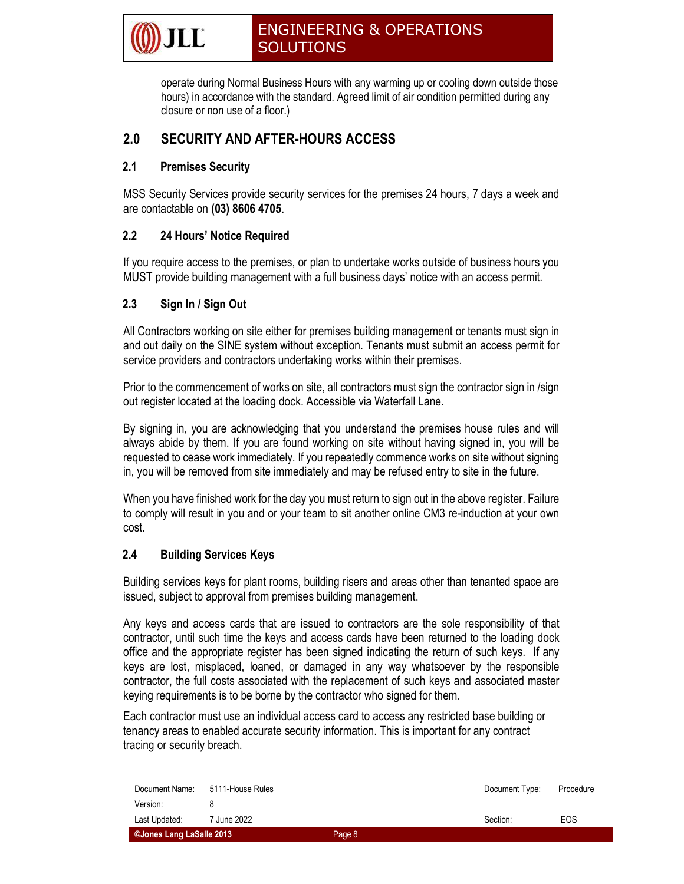operate during Normal Business Hours with any warming up or cooling down outside those hours) in accordance with the standard. Agreed limit of air condition permitted during any closure or non use of a floor.)

## 2.0 SECURITY AND AFTER-HOURS ACCESS

### 2.1 Premises Security

MSS Security Services provide security services for the premises 24 hours, 7 days a week and are contactable on **(03) 8606 4705**.

### 2.2 24 Hours' Notice Required

If you require access to the premises, or plan to undertake works outside of business hours you MUST provide building management with a full business days' notice with an access permit.

### 2.3 Sign In / Sign Out

All Contractors working on site either for premises building management or tenants must sign in and out daily on the SINE system without exception. Tenants must submit an access permit for service providers and contractors undertaking works within their premises.

Prior to the commencement of works on site, all contractors must sign the contractor sign in /sign out register located at the loading dock. Accessible via Waterfall Lane.

By signing in, you are acknowledging that you understand the premises house rules and will always abide by them. If you are found working on site without having signed in, you will be requested to cease work immediately. If you repeatedly commence works on site without signing in, you will be removed from site immediately and may be refused entry to site in the future.

When you have finished work for the day you must return to sign out in the above register. Failure to comply will result in you and or your team to sit another online CM3 re-induction at your own cost.

### 2.4 Building Services Keys

Building services keys for plant rooms, building risers and areas other than tenanted space are issued, subject to approval from premises building management.

Any keys and access cards that are issued to contractors are the sole responsibility of that contractor, until such time the keys and access cards have been returned to the loading dock office and the appropriate register has been signed indicating the return of such keys. If any keys are lost, misplaced, loaned, or damaged in any way whatsoever by the responsible contractor, the full costs associated with the replacement of such keys and associated master keying requirements is to be borne by the contractor who signed for them.

Each contractor must use an individual access card to access any restricted base building or tenancy areas to enabled accurate security information. This is important for any contract tracing or security breach.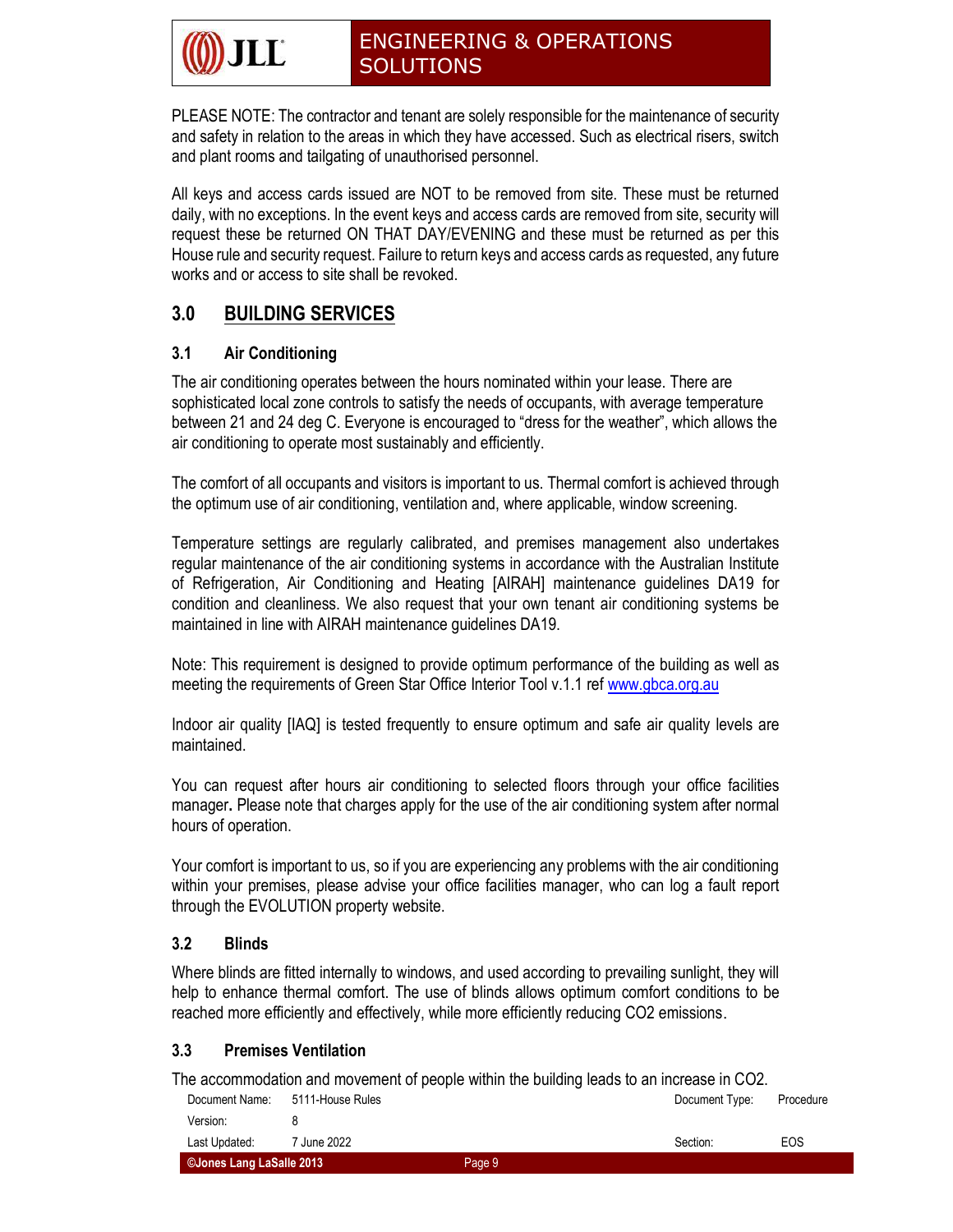PLEASE NOTE: The contractor and tenant are solely responsible for the maintenance of security and safety in relation to the areas in which they have accessed. Such as electrical risers, switch and plant rooms and tailgating of unauthorised personnel.

All keys and access cards issued are NOT to be removed from site. These must be returned daily, with no exceptions. In the event keys and access cards are removed from site, security will request these be returned ON THAT DAY/EVENING and these must be returned as per this House rule and security request. Failure to return keys and access cards as requested, any future works and or access to site shall be revoked.

## 3.0 BUILDING SERVICES

### 3.1 Air Conditioning

The air conditioning operates between the hours nominated within your lease. There are sophisticated local zone controls to satisfy the needs of occupants, with average temperature between 21 and 24 deg C. Everyone is encouraged to "dress for the weather", which allows the air conditioning to operate most sustainably and efficiently.

The comfort of all occupants and visitors is important to us. Thermal comfort is achieved through the optimum use of air conditioning, ventilation and, where applicable, window screening.

Temperature settings are regularly calibrated, and premises management also undertakes regular maintenance of the air conditioning systems in accordance with the Australian Institute of Refrigeration, Air Conditioning and Heating [AIRAH] maintenance guidelines DA19 for condition and cleanliness. We also request that your own tenant air conditioning systems be maintained in line with AIRAH maintenance guidelines DA19.

Note: This requirement is designed to provide optimum performance of the building as well as meeting the requirements of Green Star Office Interior Tool v.1.1 ref www.gbca.org.au

Indoor air quality [IAQ] is tested frequently to ensure optimum and safe air quality levels are maintained.

You can request after hours air conditioning to selected floors through your office facilities manager**.** Please note that charges apply for the use of the air conditioning system after normal hours of operation.

Your comfort is important to us, so if you are experiencing any problems with the air conditioning within your premises, please advise your office facilities manager, who can log a fault report through the EVOLUTION property website.

### 3.2 Blinds

Where blinds are fitted internally to windows, and used according to prevailing sunlight, they will help to enhance thermal comfort. The use of blinds allows optimum comfort conditions to be reached more efficiently and effectively, while more efficiently reducing $CO_2$ emissions.

### 3.3 Premises Ventilation

The accommodation and movement of people within the building leads to an increase in $CO_2$.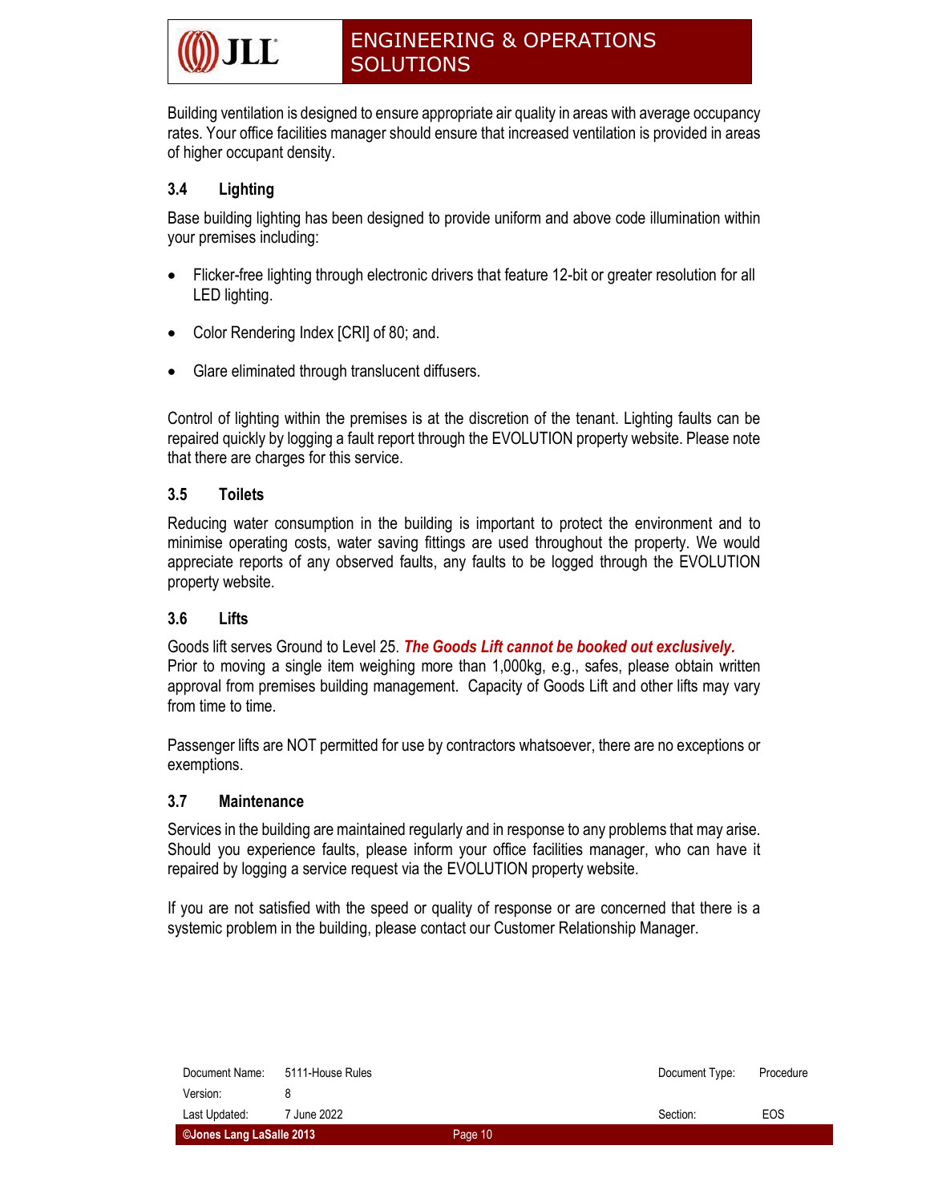Building ventilation is designed to ensure appropriate air quality in areas with average occupancy rates. Your office facilities manager should ensure that increased ventilation is provided in areas of higher occupant density.

### 3.4 Lighting

Base building lighting has been designed to provide uniform and above code illumination within your premises including:

- Flicker-free lighting through electronic drivers that feature 12-bit or greater resolution for all LED lighting.
- Color Rendering Index [CRI] of 80; and.
- Glare eliminated through translucent diffusers.

Control of lighting within the premises is at the discretion of the tenant. Lighting faults can be repaired quickly by logging a fault report through the EVOLUTION property website. Please note that there are charges for this service.

### 3.5 Toilets

Reducing water consumption in the building is important to protect the environment and to minimise operating costs, water saving fittings are used throughout the property. We would appreciate reports of any observed faults, any faults to be logged through the EVOLUTION property website.

### 3.6 Lifts

Goods lift serves Ground to Level 25. ***The Goods Lift cannot be booked out exclusively.***
Prior to moving a single item weighing more than 1,000kg, e.g., safes, please obtain written approval from premises building management. Capacity of Goods Lift and other lifts may vary from time to time.

Passenger lifts are NOT permitted for use by contractors whatsoever, there are no exceptions or exemptions.

### 3.7 Maintenance

Services in the building are maintained regularly and in response to any problems that may arise. Should you experience faults, please inform your office facilities manager, who can have it repaired by logging a service request via the EVOLUTION property website.

If you are not satisfied with the speed or quality of response or are concerned that there is a systemic problem in the building, please contact our Customer Relationship Manager.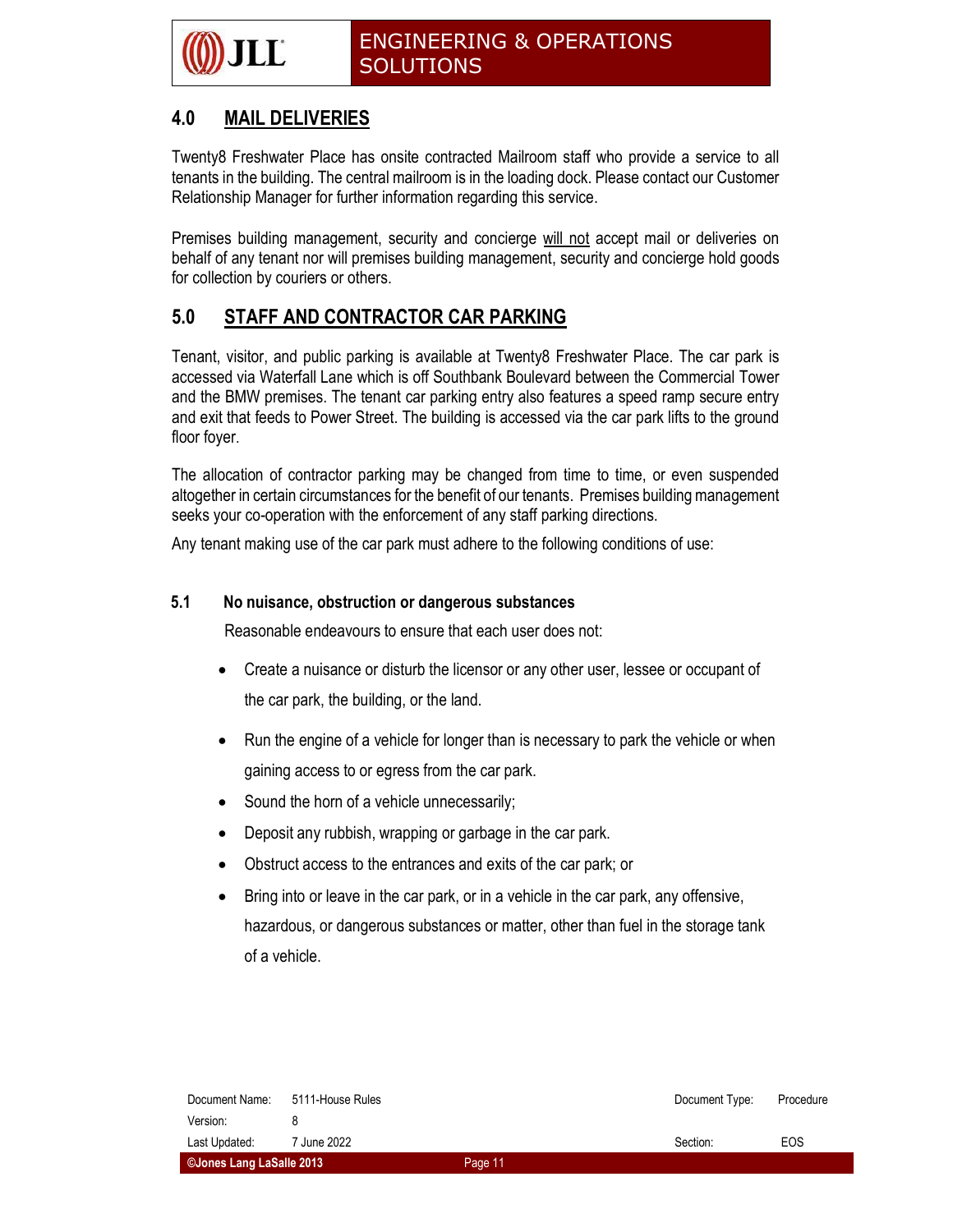## 4.0 MAIL DELIVERIES

Twenty8 Freshwater Place has onsite contracted Mailroom staff who provide a service to all tenants in the building. The central mailroom is in the loading dock. Please contact our Customer Relationship Manager for further information regarding this service.

Premises building management, security and concierge will not accept mail or deliveries on behalf of any tenant nor will premises building management, security and concierge hold goods for collection by couriers or others.

## 5.0 STAFF AND CONTRACTOR CAR PARKING

Tenant, visitor, and public parking is available at Twenty8 Freshwater Place. The car park is accessed via Waterfall Lane which is off Southbank Boulevard between the Commercial Tower and the BMW premises. The tenant car parking entry also features a speed ramp secure entry and exit that feeds to Power Street. The building is accessed via the car park lifts to the ground floor foyer.

The allocation of contractor parking may be changed from time to time, or even suspended altogether in certain circumstances for the benefit of our tenants. Premises building management seeks your co-operation with the enforcement of any staff parking directions.

Any tenant making use of the car park must adhere to the following conditions of use:

### 5.1 No nuisance, obstruction or dangerous substances

Reasonable endeavours to ensure that each user does not:

- Create a nuisance or disturb the licensor or any other user, lessee or occupant of the car park, the building, or the land.
- Run the engine of a vehicle for longer than is necessary to park the vehicle or when gaining access to or egress from the car park.
- Sound the horn of a vehicle unnecessarily;
- Deposit any rubbish, wrapping or garbage in the car park.
- Obstruct access to the entrances and exits of the car park; or
- Bring into or leave in the car park, or in a vehicle in the car park, any offensive, hazardous, or dangerous substances or matter, other than fuel in the storage tank of a vehicle.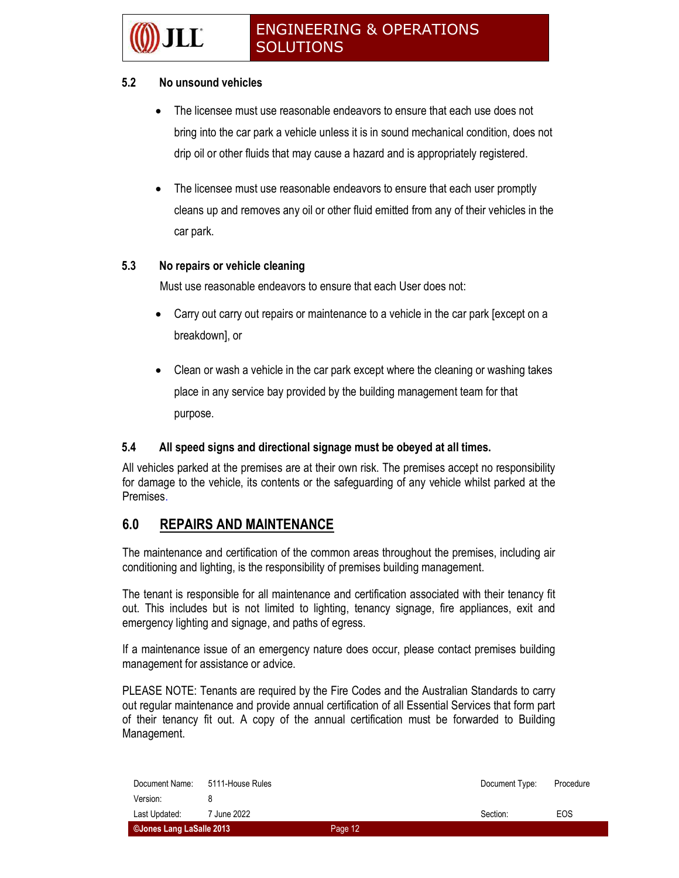### 5.2 No unsound vehicles

- The licensee must use reasonable endeavors to ensure that each use does not bring into the car park a vehicle unless it is in sound mechanical condition, does not drip oil or other fluids that may cause a hazard and is appropriately registered.
- The licensee must use reasonable endeavors to ensure that each user promptly cleans up and removes any oil or other fluid emitted from any of their vehicles in the car park.

### 5.3 No repairs or vehicle cleaning

Must use reasonable endeavors to ensure that each User does not:

- Carry out carry out repairs or maintenance to a vehicle in the car park [except on a breakdown], or
- Clean or wash a vehicle in the car park except where the cleaning or washing takes place in any service bay provided by the building management team for that purpose.

### 5.4 All speed signs and directional signage must be obeyed at all times.

All vehicles parked at the premises are at their own risk. The premises accept no responsibility for damage to the vehicle, its contents or the safeguarding of any vehicle whilst parked at the Premises.

## 6.0 REPAIRS AND MAINTENANCE

The maintenance and certification of the common areas throughout the premises, including air conditioning and lighting, is the responsibility of premises building management.

The tenant is responsible for all maintenance and certification associated with their tenancy fit out. This includes but is not limited to lighting, tenancy signage, fire appliances, exit and emergency lighting and signage, and paths of egress.

If a maintenance issue of an emergency nature does occur, please contact premises building management for assistance or advice.

PLEASE NOTE: Tenants are required by the Fire Codes and the Australian Standards to carry out regular maintenance and provide annual certification of all Essential Services that form part of their tenancy fit out. A copy of the annual certification must be forwarded to Building Management.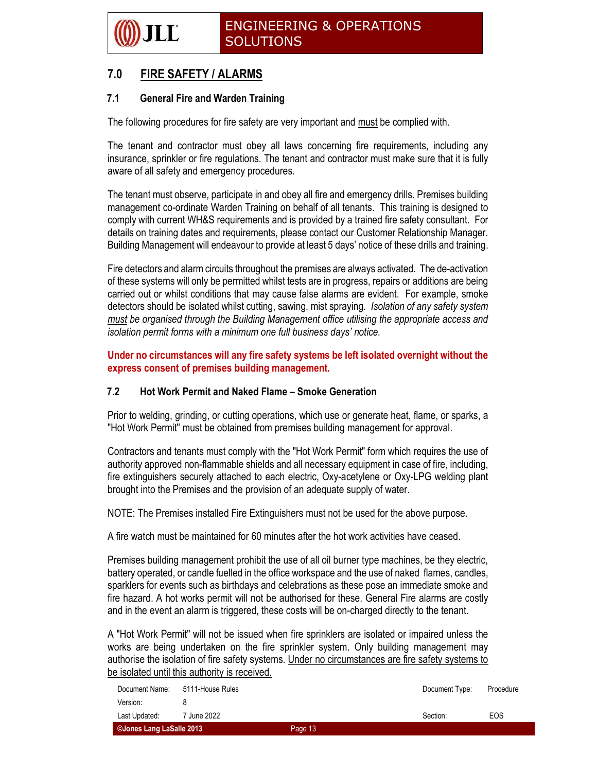## 7.0 FIRE SAFETY / ALARMS

### 7.1 General Fire and Warden Training

The following procedures for fire safety are very important and must be complied with.

The tenant and contractor must obey all laws concerning fire requirements, including any insurance, sprinkler or fire regulations. The tenant and contractor must make sure that it is fully aware of all safety and emergency procedures.

The tenant must observe, participate in and obey all fire and emergency drills. Premises building management co-ordinate Warden Training on behalf of all tenants. This training is designed to comply with current WH&S requirements and is provided by a trained fire safety consultant. For details on training dates and requirements, please contact our Customer Relationship Manager. Building Management will endeavour to provide at least 5 days' notice of these drills and training.

Fire detectors and alarm circuits throughout the premises are always activated. The de-activation of these systems will only be permitted whilst tests are in progress, repairs or additions are being carried out or whilst conditions that may cause false alarms are evident. For example, smoke detectors should be isolated whilst cutting, sawing, mist spraying. *Isolation of any safety system must be organised through the Building Management office utilising the appropriate access and isolation permit forms with a minimum one full business days' notice.*

**Under no circumstances will any fire safety systems be left isolated overnight without the express consent of premises building management.**

### 7.2 Hot Work Permit and Naked Flame – Smoke Generation

Prior to welding, grinding, or cutting operations, which use or generate heat, flame, or sparks, a "Hot Work Permit" must be obtained from premises building management for approval.

Contractors and tenants must comply with the "Hot Work Permit" form which requires the use of authority approved non-flammable shields and all necessary equipment in case of fire, including, fire extinguishers securely attached to each electric, Oxy-acetylene or Oxy-LPG welding plant brought into the Premises and the provision of an adequate supply of water.

NOTE: The Premises installed Fire Extinguishers must not be used for the above purpose.

A fire watch must be maintained for 60 minutes after the hot work activities have ceased.

Premises building management prohibit the use of all oil burner type machines, be they electric, battery operated, or candle fuelled in the office workspace and the use of naked flames, candles, sparklers for events such as birthdays and celebrations as these pose an immediate smoke and fire hazard. A hot works permit will not be authorised for these. General Fire alarms are costly and in the event an alarm is triggered, these costs will be on-charged directly to the tenant.

A "Hot Work Permit" will not be issued when fire sprinklers are isolated or impaired unless the works are being undertaken on the fire sprinkler system. Only building management may authorise the isolation of fire safety systems. Under no circumstances are fire safety systems to be isolated until this authority is received.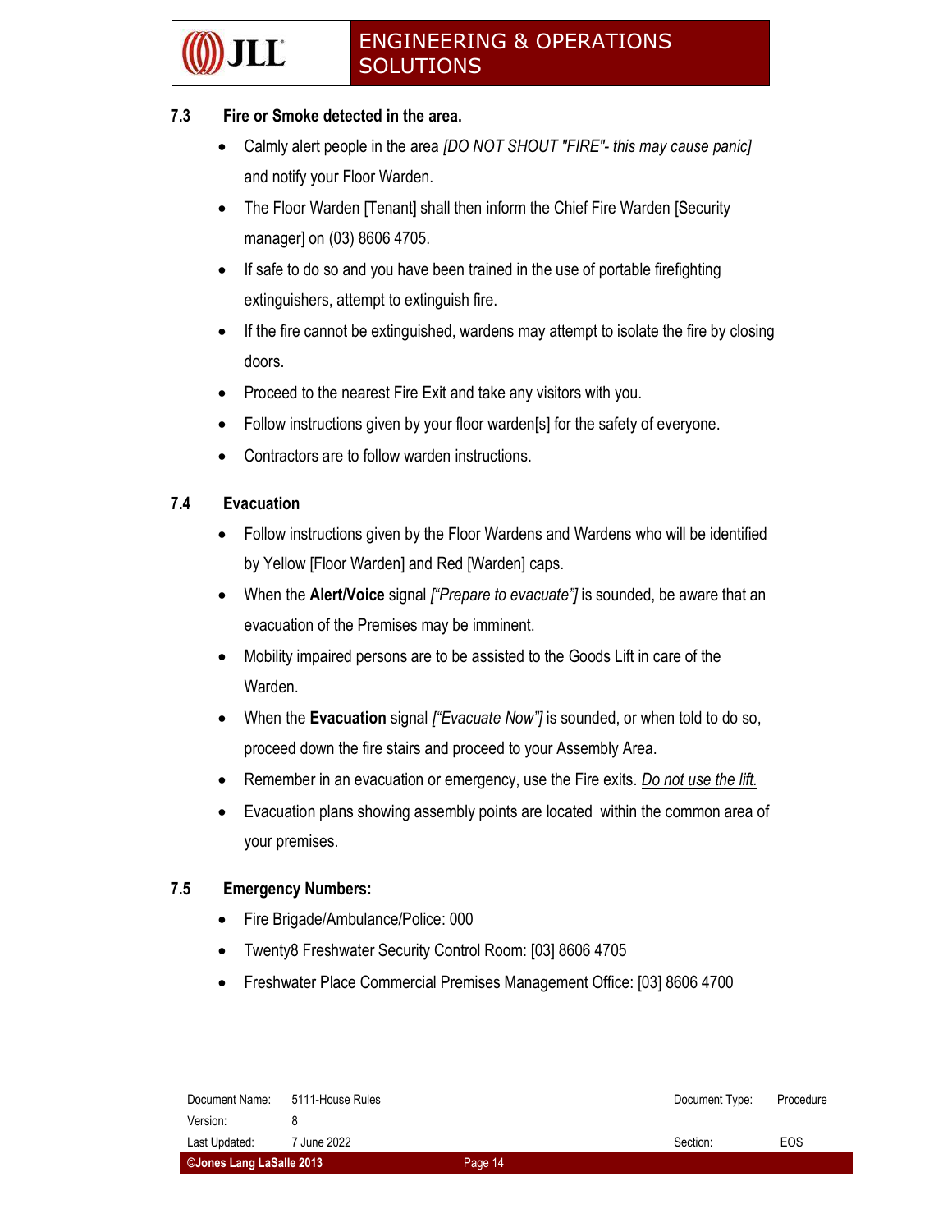### 7.3 Fire or Smoke detected in the area.

- Calmly alert people in the area *[DO NOT SHOUT "FIRE"- this may cause panic]* and notify your Floor Warden.
- The Floor Warden [Tenant] shall then inform the Chief Fire Warden [Security manager] on (03) 8606 4705.
- If safe to do so and you have been trained in the use of portable firefighting extinguishers, attempt to extinguish fire.
- If the fire cannot be extinguished, wardens may attempt to isolate the fire by closing doors.
- Proceed to the nearest Fire Exit and take any visitors with you.
- Follow instructions given by your floor warden[s] for the safety of everyone.
- Contractors are to follow warden instructions.

### 7.4 Evacuation

- Follow instructions given by the Floor Wardens and Wardens who will be identified by Yellow [Floor Warden] and Red [Warden] caps.
- When the **Alert/Voice** signal *["Prepare to evacuate"]* is sounded, be aware that an evacuation of the Premises may be imminent.
- Mobility impaired persons are to be assisted to the Goods Lift in care of the Warden.
- When the **Evacuation** signal *["Evacuate Now"]* is sounded, or when told to do so, proceed down the fire stairs and proceed to your Assembly Area.
- Remember in an evacuation or emergency, use the Fire exits. *<u>Do not use the lift.</u>*
- Evacuation plans showing assembly points are located within the common area of your premises.

### 7.5 Emergency Numbers:

- Fire Brigade/Ambulance/Police: 000
- Twenty8 Freshwater Security Control Room: [03] 8606 4705
- Freshwater Place Commercial Premises Management Office: [03] 8606 4700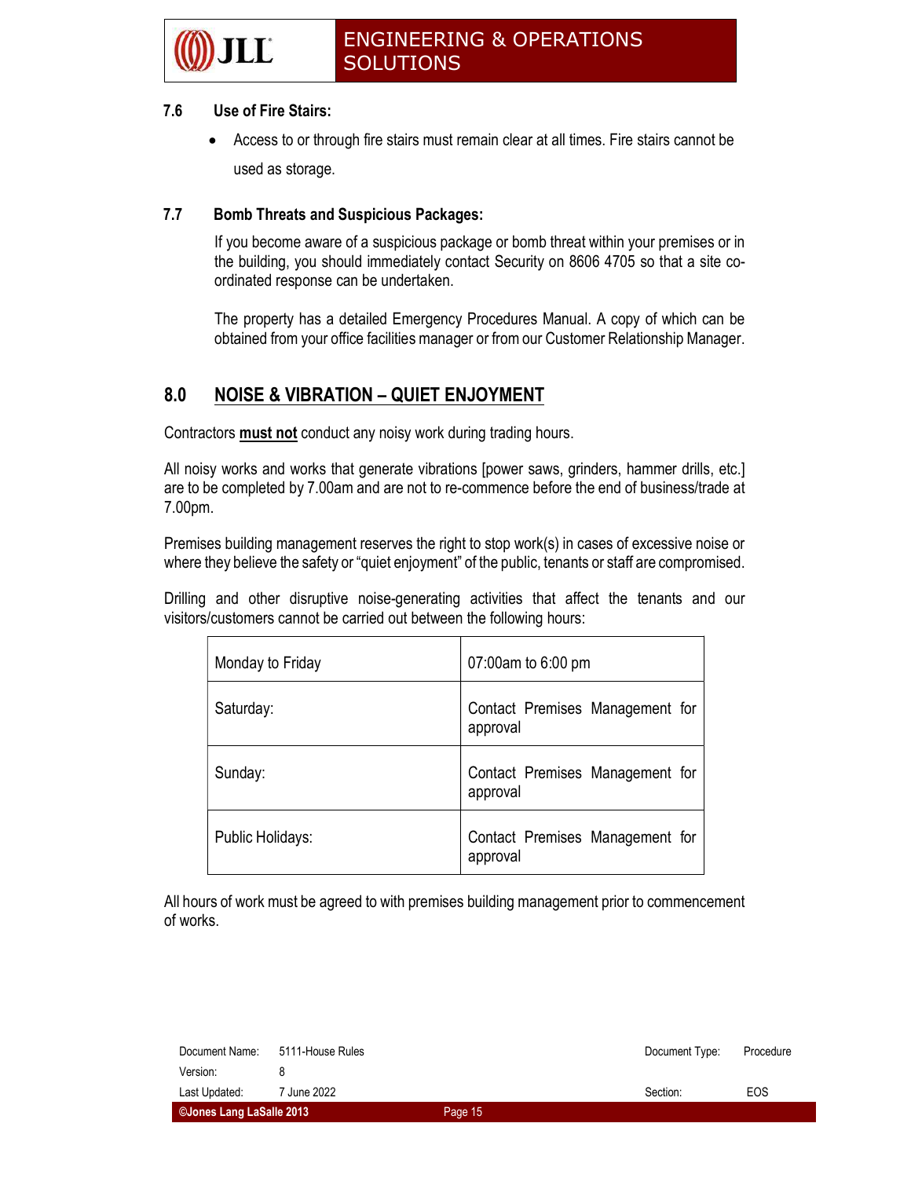### 7.6 Use of Fire Stairs:

- Access to or through fire stairs must remain clear at all times. Fire stairs cannot be used as storage.

### 7.7 Bomb Threats and Suspicious Packages:

If you become aware of a suspicious package or bomb threat within your premises or in the building, you should immediately contact Security on 8606 4705 so that a site co-ordinated response can be undertaken.

The property has a detailed Emergency Procedures Manual. A copy of which can be obtained from your office facilities manager or from our Customer Relationship Manager.

## 8.0 NOISE & VIBRATION – QUIET ENJOYMENT

Contractors **must not** conduct any noisy work during trading hours.

All noisy works and works that generate vibrations [power saws, grinders, hammer drills, etc.] are to be completed by 7.00am and are not to re-commence before the end of business/trade at 7.00pm.

Premises building management reserves the right to stop work(s) in cases of excessive noise or where they believe the safety or "quiet enjoyment" of the public, tenants or staff are compromised.

Drilling and other disruptive noise-generating activities that affect the tenants and our visitors/customers cannot be carried out between the following hours:

| | |
|---|---|
| Monday to Friday | 07:00am to 6:00 pm |
| Saturday: | Contact Premises Management for approval |
| Sunday: | Contact Premises Management for approval |
| Public Holidays: | Contact Premises Management for approval |

All hours of work must be agreed to with premises building management prior to commencement of works.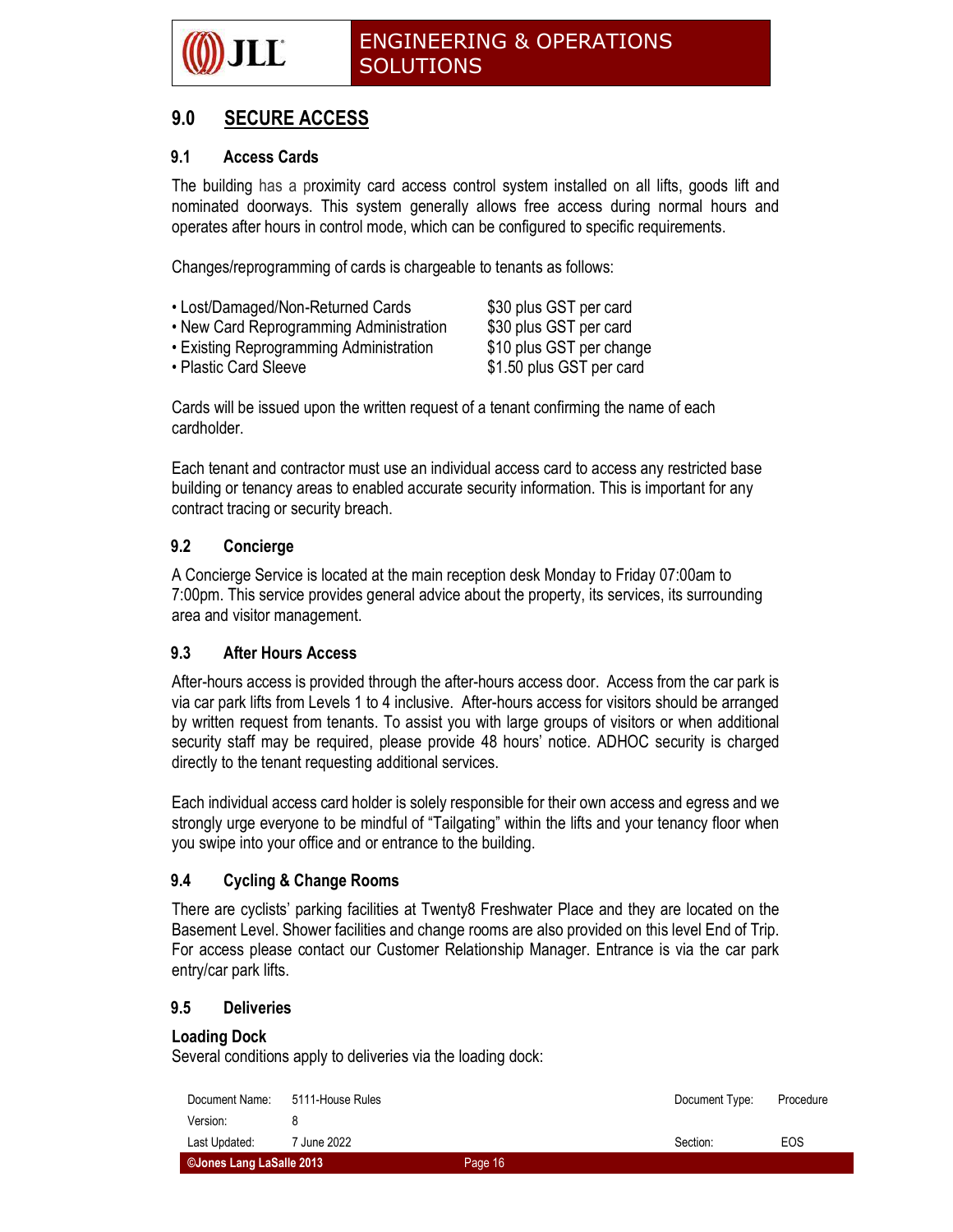## 9.0 SECURE ACCESS

### 9.1 Access Cards

The building has a proximity card access control system installed on all lifts, goods lift and nominated doorways. This system generally allows free access during normal hours and operates after hours in control mode, which can be configured to specific requirements.

Changes/reprogramming of cards is chargeable to tenants as follows:

| | |
|---|---|
| • Lost/Damaged/Non-Returned Cards | $30 plus GST per card |
| • New Card Reprogramming Administration | $30 plus GST per card |
| • Existing Reprogramming Administration | $10 plus GST per change |
| • Plastic Card Sleeve | $1.50 plus GST per card |

Cards will be issued upon the written request of a tenant confirming the name of each cardholder.

Each tenant and contractor must use an individual access card to access any restricted base building or tenancy areas to enabled accurate security information. This is important for any contract tracing or security breach.

### 9.2 Concierge

A Concierge Service is located at the main reception desk Monday to Friday 07:00am to 7:00pm. This service provides general advice about the property, its services, its surrounding area and visitor management.

### 9.3 After Hours Access

After-hours access is provided through the after-hours access door. Access from the car park is via car park lifts from Levels 1 to 4 inclusive. After-hours access for visitors should be arranged by written request from tenants. To assist you with large groups of visitors or when additional security staff may be required, please provide 48 hours' notice. ADHOC security is charged directly to the tenant requesting additional services.

Each individual access card holder is solely responsible for their own access and egress and we strongly urge everyone to be mindful of "Tailgating" within the lifts and your tenancy floor when you swipe into your office and or entrance to the building.

### 9.4 Cycling & Change Rooms

There are cyclists' parking facilities at Twenty8 Freshwater Place and they are located on the Basement Level. Shower facilities and change rooms are also provided on this level End of Trip. For access please contact our Customer Relationship Manager. Entrance is via the car park entry/car park lifts.

### 9.5 Deliveries

**Loading Dock**

Several conditions apply to deliveries via the loading dock: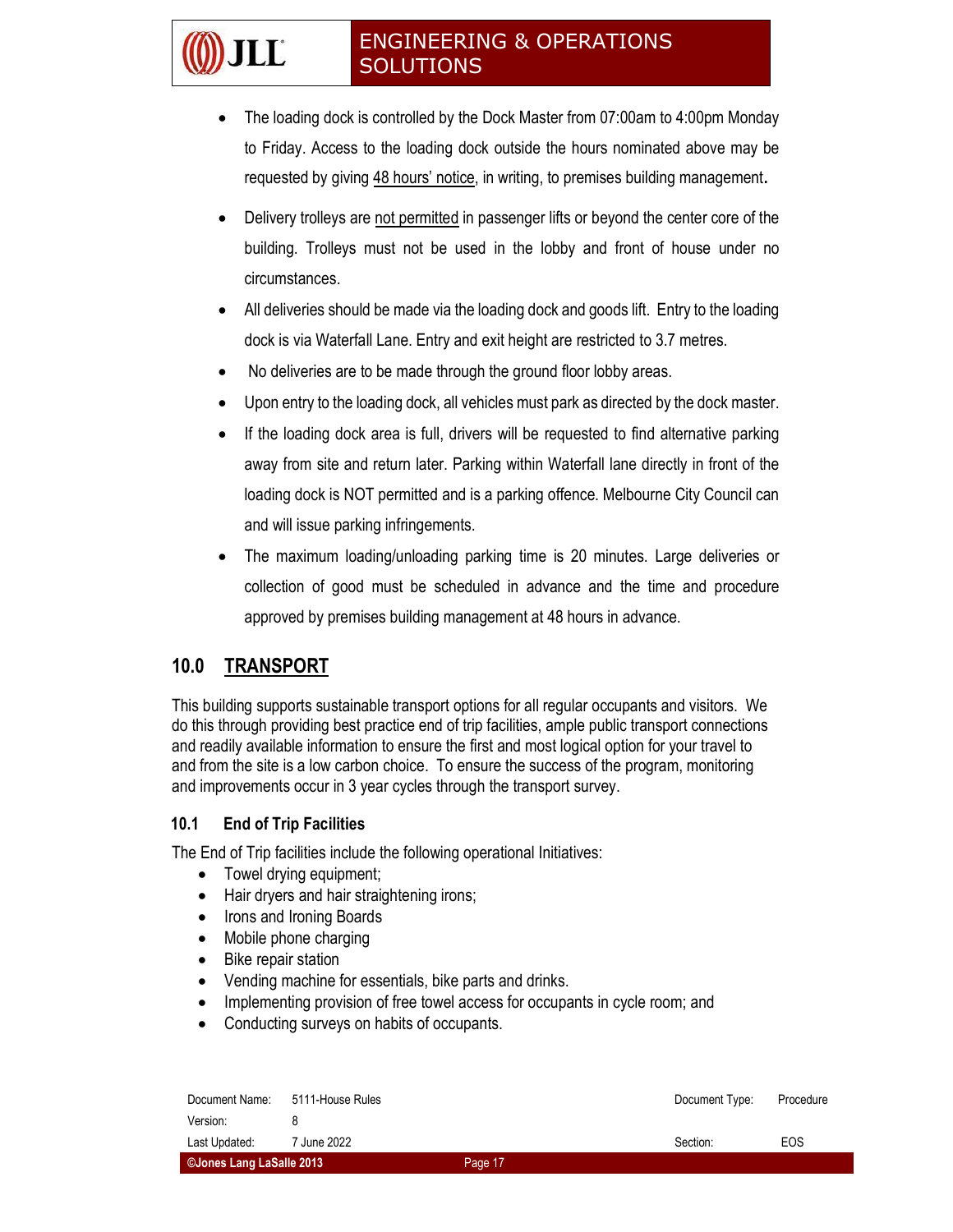- The loading dock is controlled by the Dock Master from 07:00am to 4:00pm Monday to Friday. Access to the loading dock outside the hours nominated above may be requested by giving 48 hours' notice, in writing, to premises building management**.**
- Delivery trolleys are not permitted in passenger lifts or beyond the center core of the building. Trolleys must not be used in the lobby and front of house under no circumstances.
- All deliveries should be made via the loading dock and goods lift. Entry to the loading dock is via Waterfall Lane. Entry and exit height are restricted to 3.7 metres.
- No deliveries are to be made through the ground floor lobby areas.
- Upon entry to the loading dock, all vehicles must park as directed by the dock master.
- If the loading dock area is full, drivers will be requested to find alternative parking away from site and return later. Parking within Waterfall lane directly in front of the loading dock is NOT permitted and is a parking offence. Melbourne City Council can and will issue parking infringements.
- The maximum loading/unloading parking time is 20 minutes. Large deliveries or collection of good must be scheduled in advance and the time and procedure approved by premises building management at 48 hours in advance.

## 10.0 TRANSPORT

This building supports sustainable transport options for all regular occupants and visitors. We do this through providing best practice end of trip facilities, ample public transport connections and readily available information to ensure the first and most logical option for your travel to and from the site is a low carbon choice. To ensure the success of the program, monitoring and improvements occur in 3 year cycles through the transport survey.

### 10.1 End of Trip Facilities

The End of Trip facilities include the following operational Initiatives:

- Towel drying equipment;
- Hair dryers and hair straightening irons;
- Irons and Ironing Boards
- Mobile phone charging
- Bike repair station
- Vending machine for essentials, bike parts and drinks.
- Implementing provision of free towel access for occupants in cycle room; and
- Conducting surveys on habits of occupants.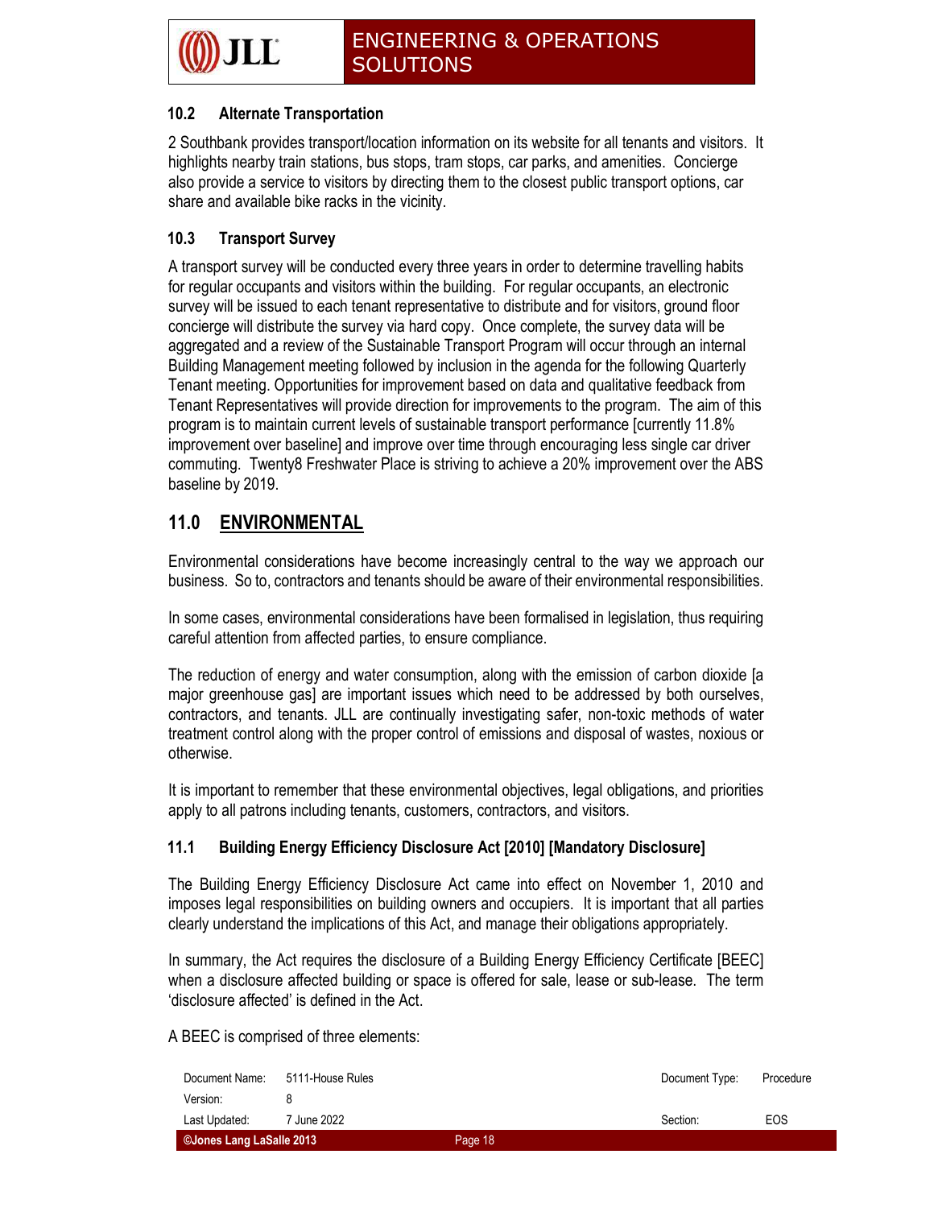### 10.2 Alternate Transportation

2 Southbank provides transport/location information on its website for all tenants and visitors. It highlights nearby train stations, bus stops, tram stops, car parks, and amenities. Concierge also provide a service to visitors by directing them to the closest public transport options, car share and available bike racks in the vicinity.

### 10.3 Transport Survey

A transport survey will be conducted every three years in order to determine travelling habits for regular occupants and visitors within the building. For regular occupants, an electronic survey will be issued to each tenant representative to distribute and for visitors, ground floor concierge will distribute the survey via hard copy. Once complete, the survey data will be aggregated and a review of the Sustainable Transport Program will occur through an internal Building Management meeting followed by inclusion in the agenda for the following Quarterly Tenant meeting. Opportunities for improvement based on data and qualitative feedback from Tenant Representatives will provide direction for improvements to the program. The aim of this program is to maintain current levels of sustainable transport performance [currently 11.8% improvement over baseline] and improve over time through encouraging less single car driver commuting. Twenty8 Freshwater Place is striving to achieve a 20% improvement over the ABS baseline by 2019.

## 11.0 <u>ENVIRONMENTAL</u>

Environmental considerations have become increasingly central to the way we approach our business. So to, contractors and tenants should be aware of their environmental responsibilities.

In some cases, environmental considerations have been formalised in legislation, thus requiring careful attention from affected parties, to ensure compliance.

The reduction of energy and water consumption, along with the emission of carbon dioxide [a major greenhouse gas] are important issues which need to be addressed by both ourselves, contractors, and tenants. JLL are continually investigating safer, non-toxic methods of water treatment control along with the proper control of emissions and disposal of wastes, noxious or otherwise.

It is important to remember that these environmental objectives, legal obligations, and priorities apply to all patrons including tenants, customers, contractors, and visitors.

### 11.1 Building Energy Efficiency Disclosure Act [2010] [Mandatory Disclosure]

The Building Energy Efficiency Disclosure Act came into effect on November 1, 2010 and imposes legal responsibilities on building owners and occupiers. It is important that all parties clearly understand the implications of this Act, and manage their obligations appropriately.

In summary, the Act requires the disclosure of a Building Energy Efficiency Certificate [BEEC] when a disclosure affected building or space is offered for sale, lease or sub-lease. The term 'disclosure affected' is defined in the Act.

A BEEC is comprised of three elements: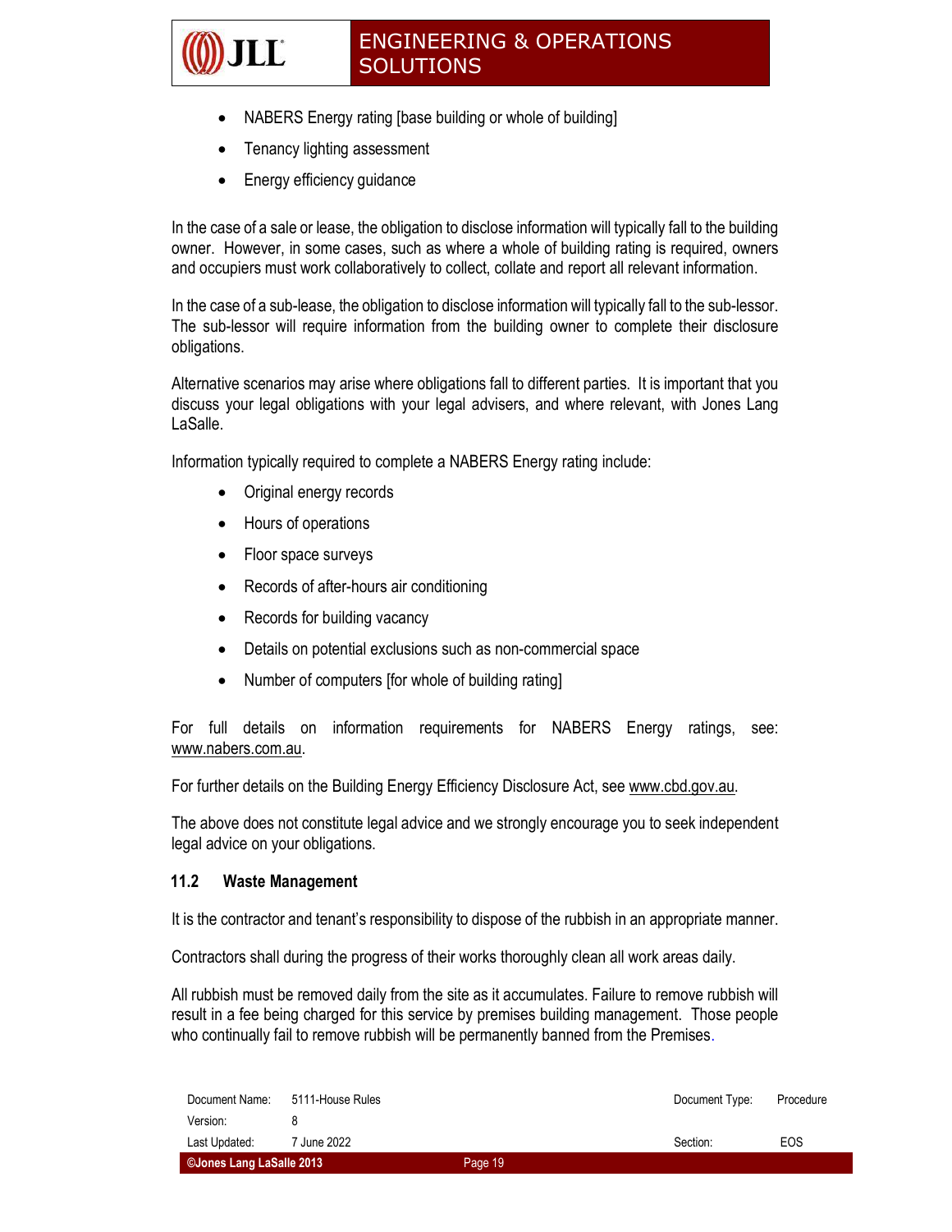- NABERS Energy rating [base building or whole of building]
- Tenancy lighting assessment
- Energy efficiency guidance

In the case of a sale or lease, the obligation to disclose information will typically fall to the building owner. However, in some cases, such as where a whole of building rating is required, owners and occupiers must work collaboratively to collect, collate and report all relevant information.

In the case of a sub-lease, the obligation to disclose information will typically fall to the sub-lessor. The sub-lessor will require information from the building owner to complete their disclosure obligations.

Alternative scenarios may arise where obligations fall to different parties. It is important that you discuss your legal obligations with your legal advisers, and where relevant, with Jones Lang LaSalle.

Information typically required to complete a NABERS Energy rating include:

- Original energy records
- Hours of operations
- Floor space surveys
- Records of after-hours air conditioning
- Records for building vacancy
- Details on potential exclusions such as non-commercial space
- Number of computers [for whole of building rating]

For full details on information requirements for NABERS Energy ratings, see: www.nabers.com.au.

For further details on the Building Energy Efficiency Disclosure Act, see www.cbd.gov.au.

The above does not constitute legal advice and we strongly encourage you to seek independent legal advice on your obligations.

### 11.2 Waste Management

It is the contractor and tenant's responsibility to dispose of the rubbish in an appropriate manner.

Contractors shall during the progress of their works thoroughly clean all work areas daily.

All rubbish must be removed daily from the site as it accumulates. Failure to remove rubbish will result in a fee being charged for this service by premises building management. Those people who continually fail to remove rubbish will be permanently banned from the Premises.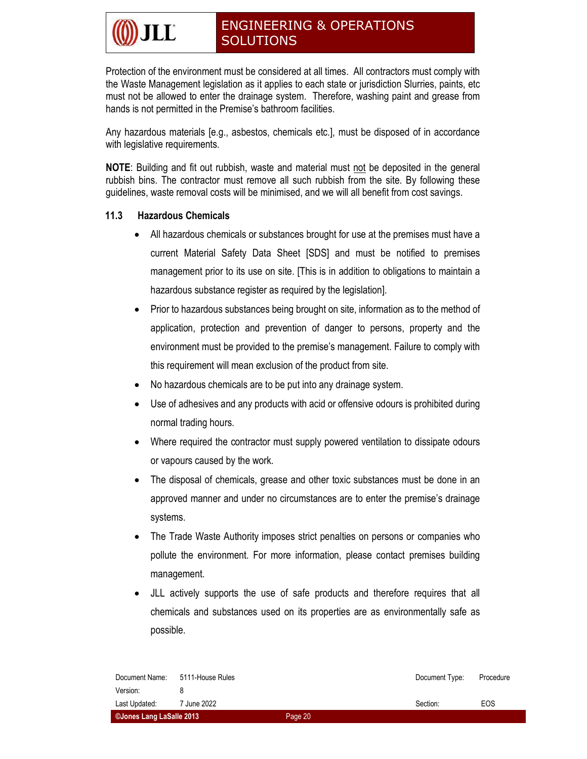Protection of the environment must be considered at all times. All contractors must comply with the Waste Management legislation as it applies to each state or jurisdiction Slurries, paints, etc must not be allowed to enter the drainage system. Therefore, washing paint and grease from hands is not permitted in the Premise's bathroom facilities.

Any hazardous materials [e.g., asbestos, chemicals etc.], must be disposed of in accordance with legislative requirements.

**NOTE**: Building and fit out rubbish, waste and material must not be deposited in the general rubbish bins. The contractor must remove all such rubbish from the site. By following these guidelines, waste removal costs will be minimised, and we will all benefit from cost savings.

### 11.3 Hazardous Chemicals

- All hazardous chemicals or substances brought for use at the premises must have a current Material Safety Data Sheet [SDS] and must be notified to premises management prior to its use on site. [This is in addition to obligations to maintain a hazardous substance register as required by the legislation].
- Prior to hazardous substances being brought on site, information as to the method of application, protection and prevention of danger to persons, property and the environment must be provided to the premise's management. Failure to comply with this requirement will mean exclusion of the product from site.
- No hazardous chemicals are to be put into any drainage system.
- Use of adhesives and any products with acid or offensive odours is prohibited during normal trading hours.
- Where required the contractor must supply powered ventilation to dissipate odours or vapours caused by the work.
- The disposal of chemicals, grease and other toxic substances must be done in an approved manner and under no circumstances are to enter the premise's drainage systems.
- The Trade Waste Authority imposes strict penalties on persons or companies who pollute the environment. For more information, please contact premises building management.
- JLL actively supports the use of safe products and therefore requires that all chemicals and substances used on its properties are as environmentally safe as possible.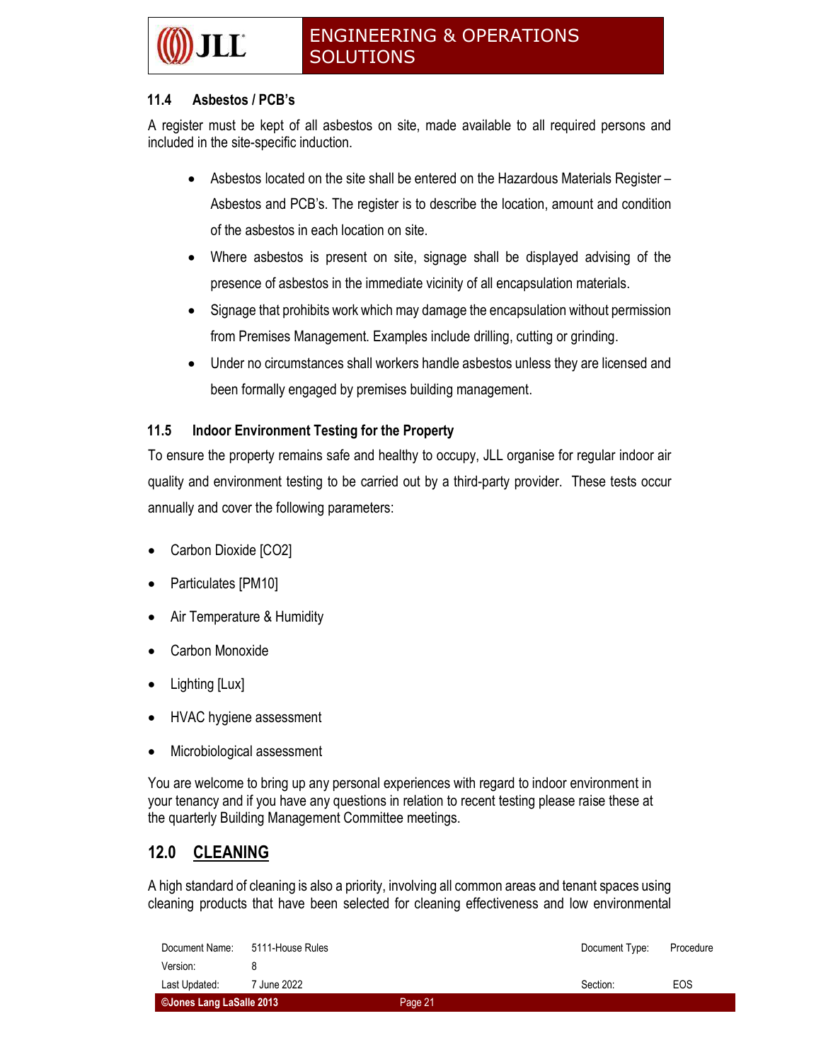### 11.4 Asbestos / PCB's

A register must be kept of all asbestos on site, made available to all required persons and included in the site-specific induction.

- Asbestos located on the site shall be entered on the Hazardous Materials Register – Asbestos and PCB's. The register is to describe the location, amount and condition of the asbestos in each location on site.
- Where asbestos is present on site, signage shall be displayed advising of the presence of asbestos in the immediate vicinity of all encapsulation materials.
- Signage that prohibits work which may damage the encapsulation without permission from Premises Management. Examples include drilling, cutting or grinding.
- Under no circumstances shall workers handle asbestos unless they are licensed and been formally engaged by premises building management.

### 11.5 Indoor Environment Testing for the Property

To ensure the property remains safe and healthy to occupy, JLL organise for regular indoor air quality and environment testing to be carried out by a third-party provider. These tests occur annually and cover the following parameters:

- Carbon Dioxide [$CO_2$]
- Particulates [$PM_{10}$]
- Air Temperature & Humidity
- Carbon Monoxide
- Lighting [Lux]
- HVAC hygiene assessment
- Microbiological assessment

You are welcome to bring up any personal experiences with regard to indoor environment in your tenancy and if you have any questions in relation to recent testing please raise these at the quarterly Building Management Committee meetings.

## 12.0 CLEANING

A high standard of cleaning is also a priority, involving all common areas and tenant spaces using cleaning products that have been selected for cleaning effectiveness and low environmental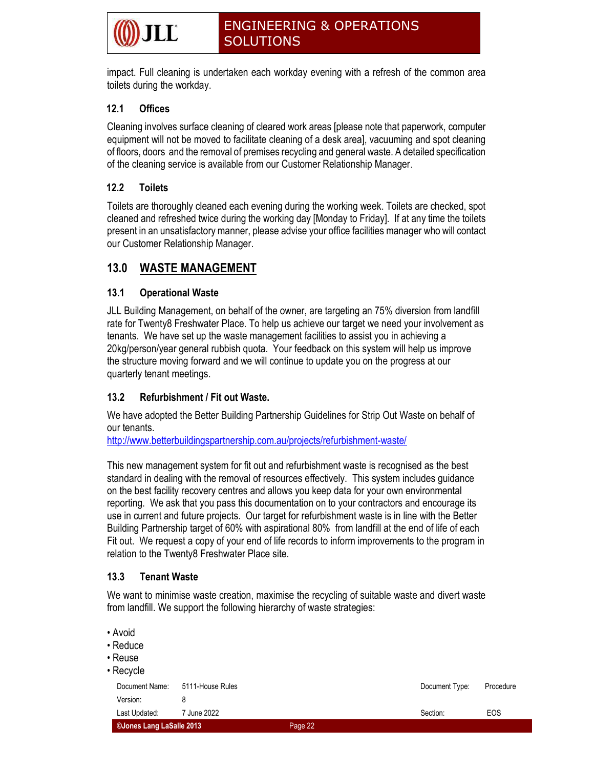impact. Full cleaning is undertaken each workday evening with a refresh of the common area toilets during the workday.

### 12.1 Offices

Cleaning involves surface cleaning of cleared work areas [please note that paperwork, computer equipment will not be moved to facilitate cleaning of a desk area], vacuuming and spot cleaning of floors, doors and the removal of premises recycling and general waste. A detailed specification of the cleaning service is available from our Customer Relationship Manager.

### 12.2 Toilets

Toilets are thoroughly cleaned each evening during the working week. Toilets are checked, spot cleaned and refreshed twice during the working day [Monday to Friday]. If at any time the toilets present in an unsatisfactory manner, please advise your office facilities manager who will contact our Customer Relationship Manager.

## 13.0 WASTE MANAGEMENT

### 13.1 Operational Waste

JLL Building Management, on behalf of the owner, are targeting an 75% diversion from landfill rate for Twenty8 Freshwater Place. To help us achieve our target we need your involvement as tenants. We have set up the waste management facilities to assist you in achieving a 20kg/person/year general rubbish quota. Your feedback on this system will help us improve the structure moving forward and we will continue to update you on the progress at our quarterly tenant meetings.

### 13.2 Refurbishment / Fit out Waste.

We have adopted the Better Building Partnership Guidelines for Strip Out Waste on behalf of our tenants.
http://www.betterbuildingspartnership.com.au/projects/refurbishment-waste/

This new management system for fit out and refurbishment waste is recognised as the best standard in dealing with the removal of resources effectively. This system includes guidance on the best facility recovery centres and allows you keep data for your own environmental reporting. We ask that you pass this documentation on to your contractors and encourage its use in current and future projects. Our target for refurbishment waste is in line with the Better Building Partnership target of 60% with aspirational 80% from landfill at the end of life of each Fit out. We request a copy of your end of life records to inform improvements to the program in relation to the Twenty8 Freshwater Place site.

### 13.3 Tenant Waste

We want to minimise waste creation, maximise the recycling of suitable waste and divert waste from landfill. We support the following hierarchy of waste strategies:

- Avoid
- Reduce
- Reuse
- Recycle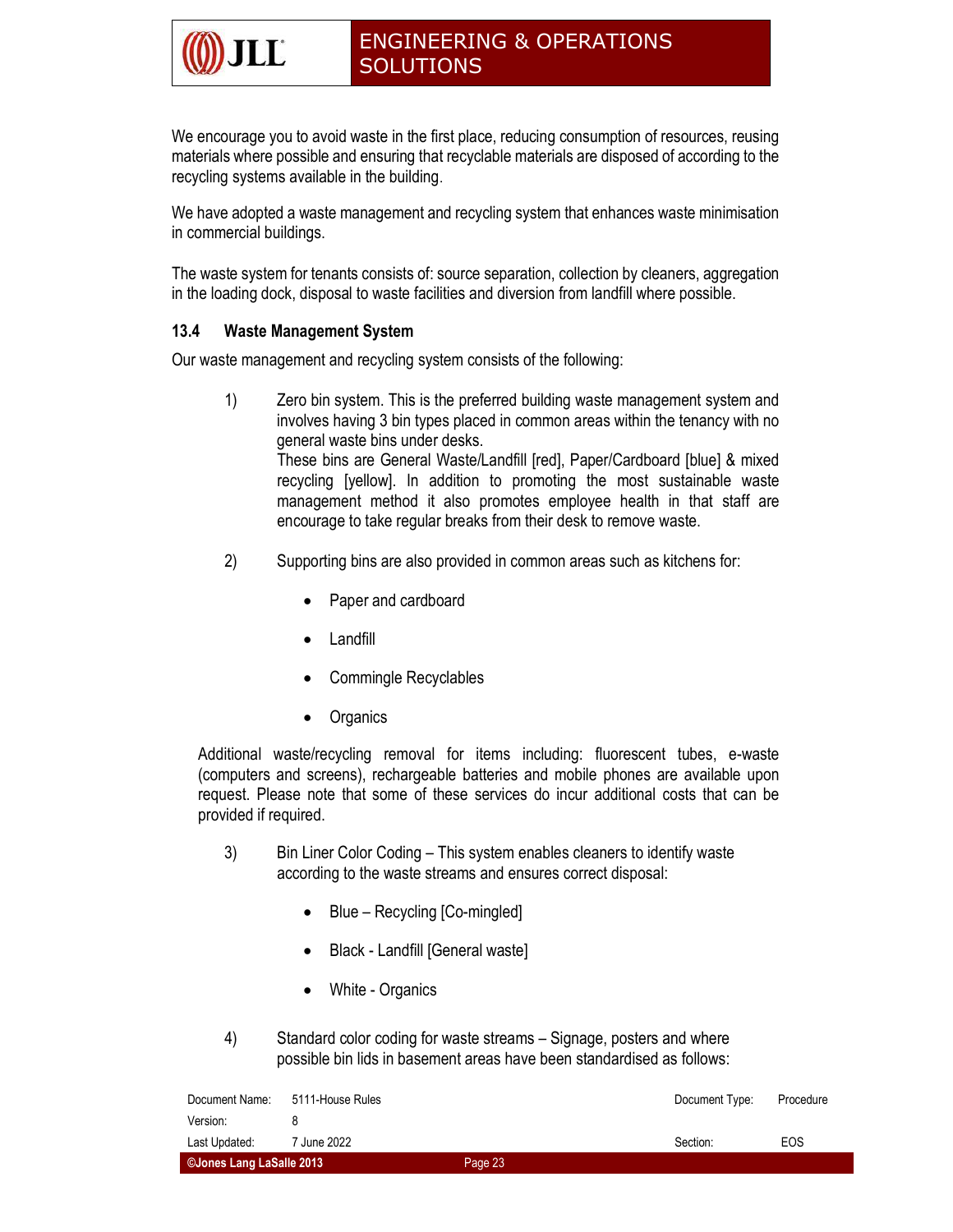We encourage you to avoid waste in the first place, reducing consumption of resources, reusing materials where possible and ensuring that recyclable materials are disposed of according to the recycling systems available in the building.

We have adopted a waste management and recycling system that enhances waste minimisation in commercial buildings.

The waste system for tenants consists of: source separation, collection by cleaners, aggregation in the loading dock, disposal to waste facilities and diversion from landfill where possible.

### 13.4 Waste Management System

Our waste management and recycling system consists of the following:

1) Zero bin system. This is the preferred building waste management system and involves having 3 bin types placed in common areas within the tenancy with no general waste bins under desks.
   These bins are General Waste/Landfill [red], Paper/Cardboard [blue] & mixed recycling [yellow]. In addition to promoting the most sustainable waste management method it also promotes employee health in that staff are encourage to take regular breaks from their desk to remove waste.

2) Supporting bins are also provided in common areas such as kitchens for:

   - Paper and cardboard
   - Landfill
   - Commingle Recyclables
   - Organics

Additional waste/recycling removal for items including: fluorescent tubes, e-waste (computers and screens), rechargeable batteries and mobile phones are available upon request. Please note that some of these services do incur additional costs that can be provided if required.

3) Bin Liner Color Coding – This system enables cleaners to identify waste according to the waste streams and ensures correct disposal:

   - Blue – Recycling [Co-mingled]
   - Black - Landfill [General waste]
   - White - Organics

4) Standard color coding for waste streams – Signage, posters and where possible bin lids in basement areas have been standardised as follows: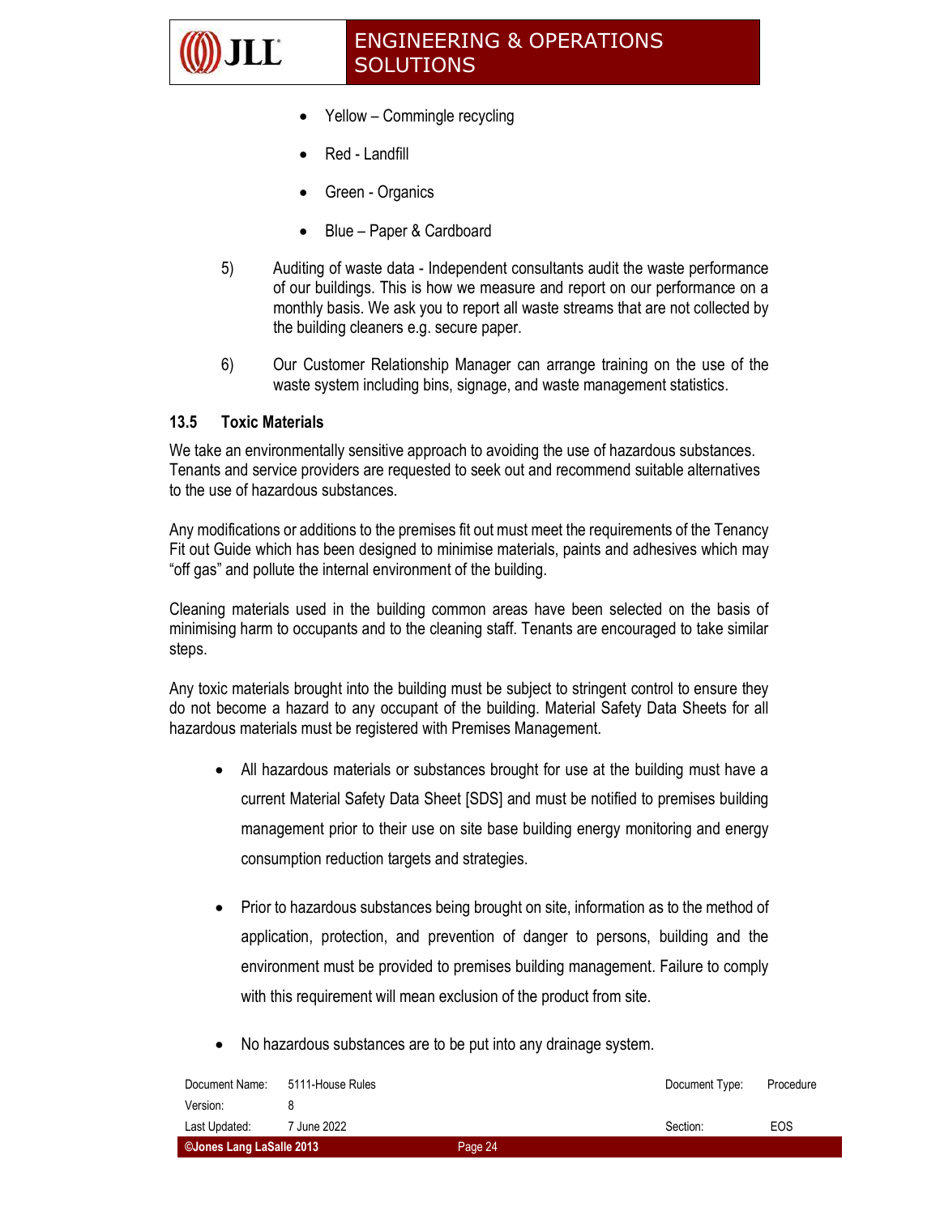- Yellow – Commingle recycling
- Red - Landfill
- Green - Organics
- Blue – Paper & Cardboard

5) Auditing of waste data - Independent consultants audit the waste performance of our buildings. This is how we measure and report on our performance on a monthly basis. We ask you to report all waste streams that are not collected by the building cleaners e.g. secure paper.

6) Our Customer Relationship Manager can arrange training on the use of the waste system including bins, signage, and waste management statistics.

### 13.5 Toxic Materials

We take an environmentally sensitive approach to avoiding the use of hazardous substances. Tenants and service providers are requested to seek out and recommend suitable alternatives to the use of hazardous substances.

Any modifications or additions to the premises fit out must meet the requirements of the Tenancy Fit out Guide which has been designed to minimise materials, paints and adhesives which may "off gas" and pollute the internal environment of the building.

Cleaning materials used in the building common areas have been selected on the basis of minimising harm to occupants and to the cleaning staff. Tenants are encouraged to take similar steps.

Any toxic materials brought into the building must be subject to stringent control to ensure they do not become a hazard to any occupant of the building. Material Safety Data Sheets for all hazardous materials must be registered with Premises Management.

- All hazardous materials or substances brought for use at the building must have a current Material Safety Data Sheet [SDS] and must be notified to premises building management prior to their use on site base building energy monitoring and energy consumption reduction targets and strategies.

- Prior to hazardous substances being brought on site, information as to the method of application, protection, and prevention of danger to persons, building and the environment must be provided to premises building management. Failure to comply with this requirement will mean exclusion of the product from site.

- No hazardous substances are to be put into any drainage system.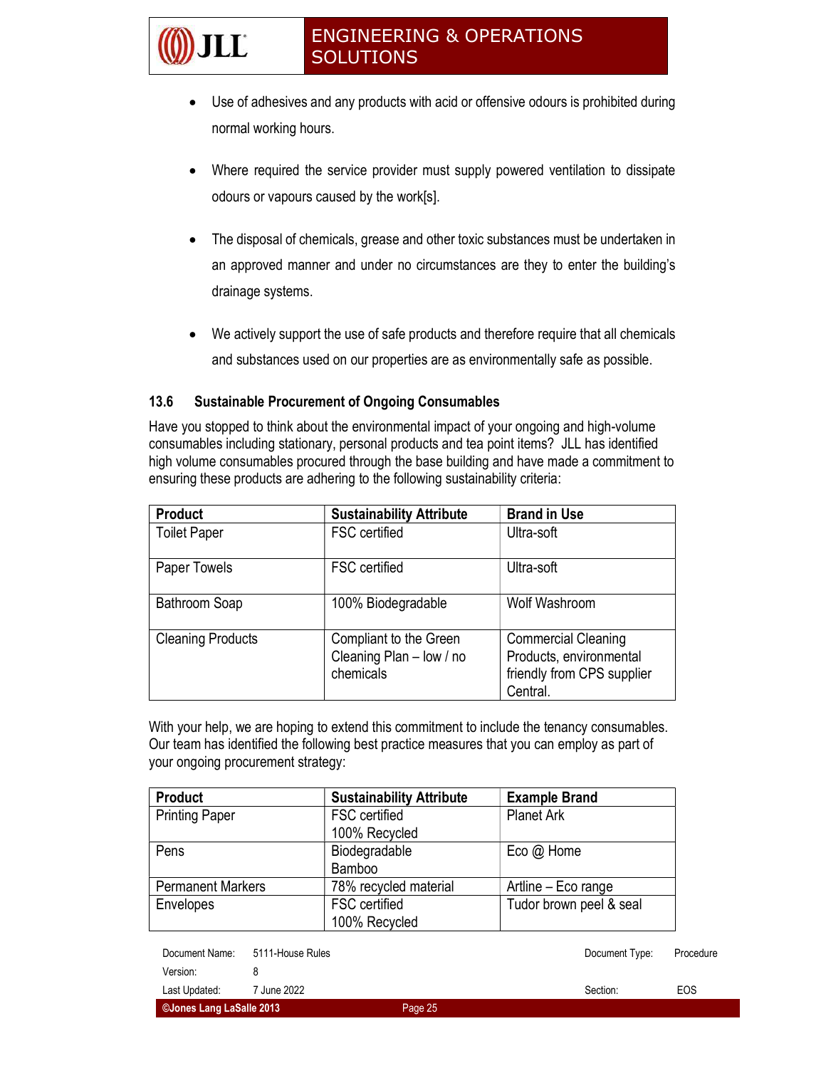- Use of adhesives and any products with acid or offensive odours is prohibited during normal working hours.

- Where required the service provider must supply powered ventilation to dissipate odours or vapours caused by the work[s].

- The disposal of chemicals, grease and other toxic substances must be undertaken in an approved manner and under no circumstances are they to enter the building's drainage systems.

- We actively support the use of safe products and therefore require that all chemicals and substances used on our properties are as environmentally safe as possible.

### 13.6 Sustainable Procurement of Ongoing Consumables

Have you stopped to think about the environmental impact of your ongoing and high-volume consumables including stationary, personal products and tea point items? JLL has identified high volume consumables procured through the base building and have made a commitment to ensuring these products are adhering to the following sustainability criteria:

| Product | Sustainability Attribute | Brand in Use |
|---|---|---|
| Toilet Paper | FSC certified | Ultra-soft |
| Paper Towels | FSC certified | Ultra-soft |
| Bathroom Soap | 100% Biodegradable | Wolf Washroom |
| Cleaning Products | Compliant to the Green Cleaning Plan – low / no chemicals | Commercial Cleaning Products, environmental friendly from CPS supplier Central. |

With your help, we are hoping to extend this commitment to include the tenancy consumables. Our team has identified the following best practice measures that you can employ as part of your ongoing procurement strategy:

| Product | Sustainability Attribute | Example Brand |
|---|---|---|
| Printing Paper | FSC certified<br>100% Recycled | Planet Ark |
| Pens | Biodegradable<br>Bamboo | Eco @ Home |
| Permanent Markers | 78% recycled material | Artline – Eco range |
| Envelopes | FSC certified<br>100% Recycled | Tudor brown peel & seal |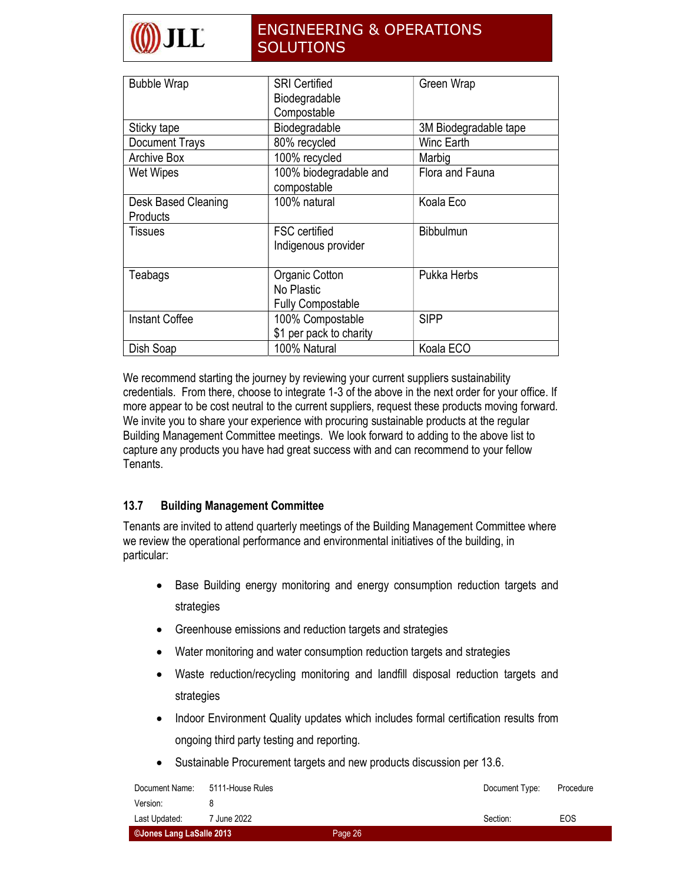| Bubble Wrap | SRI Certified<br>Biodegradable<br>Compostable | Green Wrap |
|---|---|---|
| Sticky tape | Biodegradable | 3M Biodegradable tape |
| Document Trays | 80% recycled | Winc Earth |
| Archive Box | 100% recycled | Marbig |
| Wet Wipes | 100% biodegradable and compostable | Flora and Fauna |
| Desk Based Cleaning Products | 100% natural | Koala Eco |
| Tissues | FSC certified<br>Indigenous provider | Bibbulmun |
| Teabags | Organic Cotton<br>No Plastic<br>Fully Compostable | Pukka Herbs |
| Instant Coffee | 100% Compostable<br>$1 per pack to charity | SIPP |
| Dish Soap | 100% Natural | Koala ECO |

We recommend starting the journey by reviewing your current suppliers sustainability credentials. From there, choose to integrate 1-3 of the above in the next order for your office. If more appear to be cost neutral to the current suppliers, request these products moving forward. We invite you to share your experience with procuring sustainable products at the regular Building Management Committee meetings. We look forward to adding to the above list to capture any products you have had great success with and can recommend to your fellow Tenants.

### 13.7 Building Management Committee

Tenants are invited to attend quarterly meetings of the Building Management Committee where we review the operational performance and environmental initiatives of the building, in particular:

- Base Building energy monitoring and energy consumption reduction targets and strategies
- Greenhouse emissions and reduction targets and strategies
- Water monitoring and water consumption reduction targets and strategies
- Waste reduction/recycling monitoring and landfill disposal reduction targets and strategies
- Indoor Environment Quality updates which includes formal certification results from ongoing third party testing and reporting.
- Sustainable Procurement targets and new products discussion per 13.6.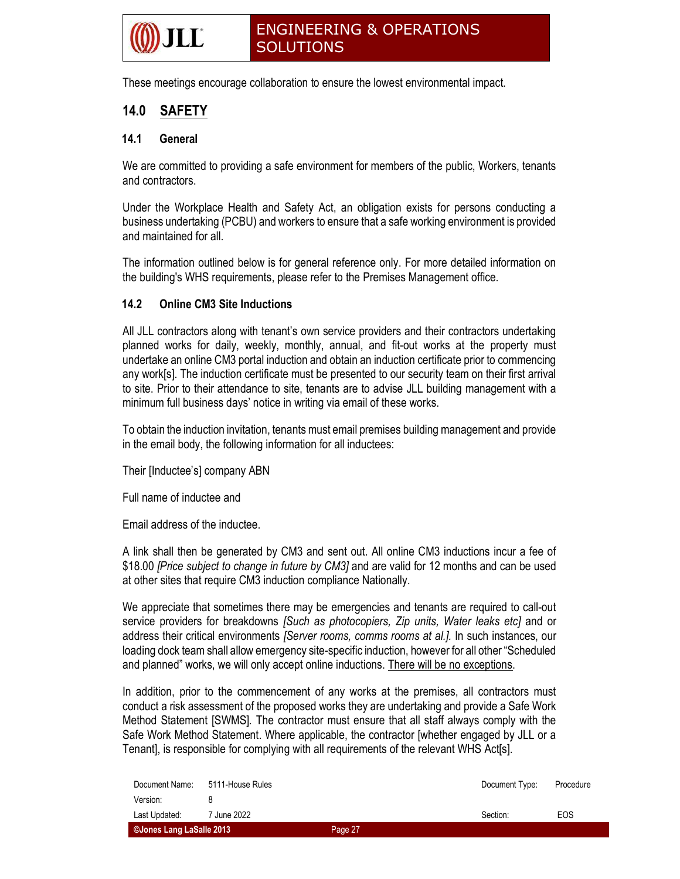These meetings encourage collaboration to ensure the lowest environmental impact.

## 14.0 SAFETY

### 14.1 General

We are committed to providing a safe environment for members of the public, Workers, tenants and contractors.

Under the Workplace Health and Safety Act, an obligation exists for persons conducting a business undertaking (PCBU) and workers to ensure that a safe working environment is provided and maintained for all.

The information outlined below is for general reference only. For more detailed information on the building's WHS requirements, please refer to the Premises Management office.

### 14.2 Online CM3 Site Inductions

All JLL contractors along with tenant's own service providers and their contractors undertaking planned works for daily, weekly, monthly, annual, and fit-out works at the property must undertake an online CM3 portal induction and obtain an induction certificate prior to commencing any work[s]. The induction certificate must be presented to our security team on their first arrival to site. Prior to their attendance to site, tenants are to advise JLL building management with a minimum full business days' notice in writing via email of these works.

To obtain the induction invitation, tenants must email premises building management and provide in the email body, the following information for all inductees:

Their [Inductee's] company ABN

Full name of inductee and

Email address of the inductee.

A link shall then be generated by CM3 and sent out. All online CM3 inductions incur a fee of $18.00 *[Price subject to change in future by CM3]* and are valid for 12 months and can be used at other sites that require CM3 induction compliance Nationally.

We appreciate that sometimes there may be emergencies and tenants are required to call-out service providers for breakdowns *[Such as photocopiers, Zip units, Water leaks etc]* and or address their critical environments *[Server rooms, comms rooms at al.]*. In such instances, our loading dock team shall allow emergency site-specific induction, however for all other "Scheduled and planned" works, we will only accept online inductions. <u>There will be no exceptions</u>.

In addition, prior to the commencement of any works at the premises, all contractors must conduct a risk assessment of the proposed works they are undertaking and provide a Safe Work Method Statement [SWMS]. The contractor must ensure that all staff always comply with the Safe Work Method Statement. Where applicable, the contractor [whether engaged by JLL or a Tenant], is responsible for complying with all requirements of the relevant WHS Act[s].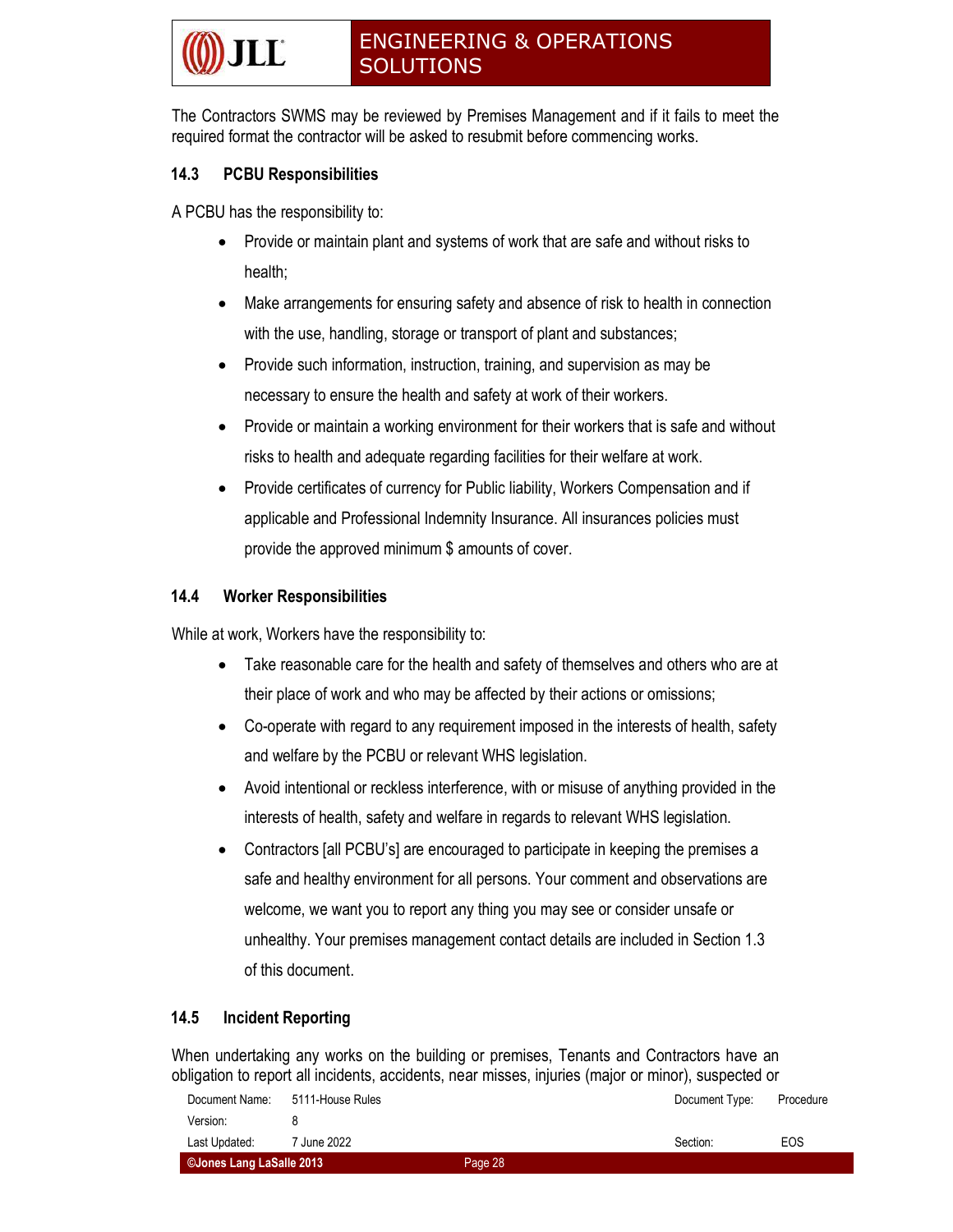The Contractors SWMS may be reviewed by Premises Management and if it fails to meet the required format the contractor will be asked to resubmit before commencing works.

### 14.3 PCBU Responsibilities

A PCBU has the responsibility to:

- Provide or maintain plant and systems of work that are safe and without risks to health;
- Make arrangements for ensuring safety and absence of risk to health in connection with the use, handling, storage or transport of plant and substances;
- Provide such information, instruction, training, and supervision as may be necessary to ensure the health and safety at work of their workers.
- Provide or maintain a working environment for their workers that is safe and without risks to health and adequate regarding facilities for their welfare at work.
- Provide certificates of currency for Public liability, Workers Compensation and if applicable and Professional Indemnity Insurance. All insurances policies must provide the approved minimum $ amounts of cover.

### 14.4 Worker Responsibilities

While at work, Workers have the responsibility to:

- Take reasonable care for the health and safety of themselves and others who are at their place of work and who may be affected by their actions or omissions;
- Co-operate with regard to any requirement imposed in the interests of health, safety and welfare by the PCBU or relevant WHS legislation.
- Avoid intentional or reckless interference, with or misuse of anything provided in the interests of health, safety and welfare in regards to relevant WHS legislation.
- Contractors [all PCBU's] are encouraged to participate in keeping the premises a safe and healthy environment for all persons. Your comment and observations are welcome, we want you to report any thing you may see or consider unsafe or unhealthy. Your premises management contact details are included in Section 1.3 of this document.

### 14.5 Incident Reporting

When undertaking any works on the building or premises, Tenants and Contractors have an obligation to report all incidents, accidents, near misses, injuries (major or minor), suspected or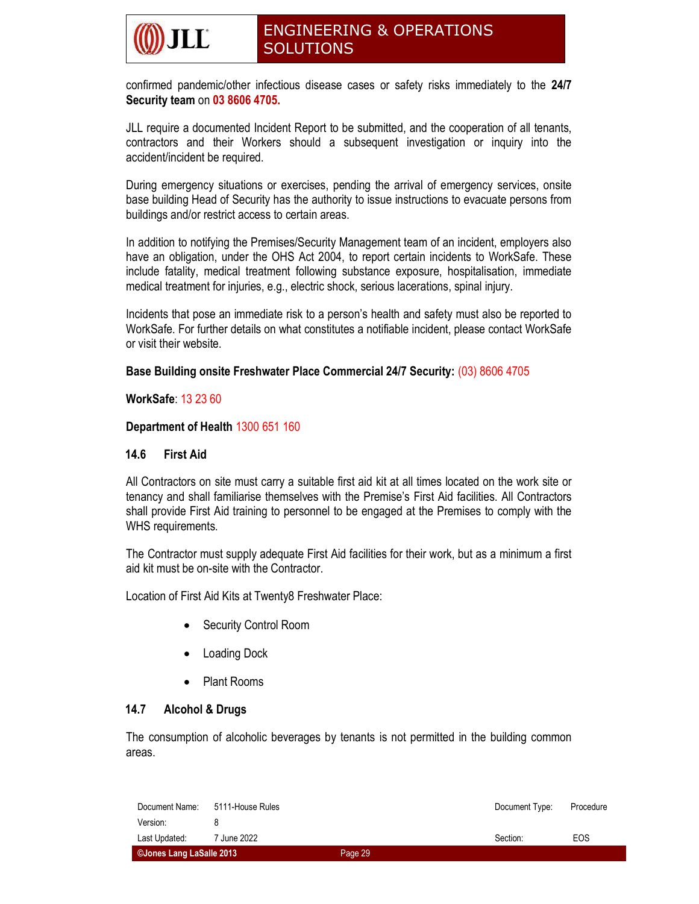confirmed pandemic/other infectious disease cases or safety risks immediately to the **24/7 Security team** on **03 8606 4705.**

JLL require a documented Incident Report to be submitted, and the cooperation of all tenants, contractors and their Workers should a subsequent investigation or inquiry into the accident/incident be required.

During emergency situations or exercises, pending the arrival of emergency services, onsite base building Head of Security has the authority to issue instructions to evacuate persons from buildings and/or restrict access to certain areas.

In addition to notifying the Premises/Security Management team of an incident, employers also have an obligation, under the OHS Act 2004, to report certain incidents to WorkSafe. These include fatality, medical treatment following substance exposure, hospitalisation, immediate medical treatment for injuries, e.g., electric shock, serious lacerations, spinal injury.

Incidents that pose an immediate risk to a person's health and safety must also be reported to WorkSafe. For further details on what constitutes a notifiable incident, please contact WorkSafe or visit their website.

**Base Building onsite Freshwater Place Commercial 24/7 Security:** (03) 8606 4705

**WorkSafe**: 13 23 60

**Department of Health** 1300 651 160

### 14.6 First Aid

All Contractors on site must carry a suitable first aid kit at all times located on the work site or tenancy and shall familiarise themselves with the Premise's First Aid facilities. All Contractors shall provide First Aid training to personnel to be engaged at the Premises to comply with the WHS requirements.

The Contractor must supply adequate First Aid facilities for their work, but as a minimum a first aid kit must be on-site with the Contractor.

Location of First Aid Kits at Twenty8 Freshwater Place:

- Security Control Room
- Loading Dock
- Plant Rooms

### 14.7 Alcohol & Drugs

The consumption of alcoholic beverages by tenants is not permitted in the building common areas.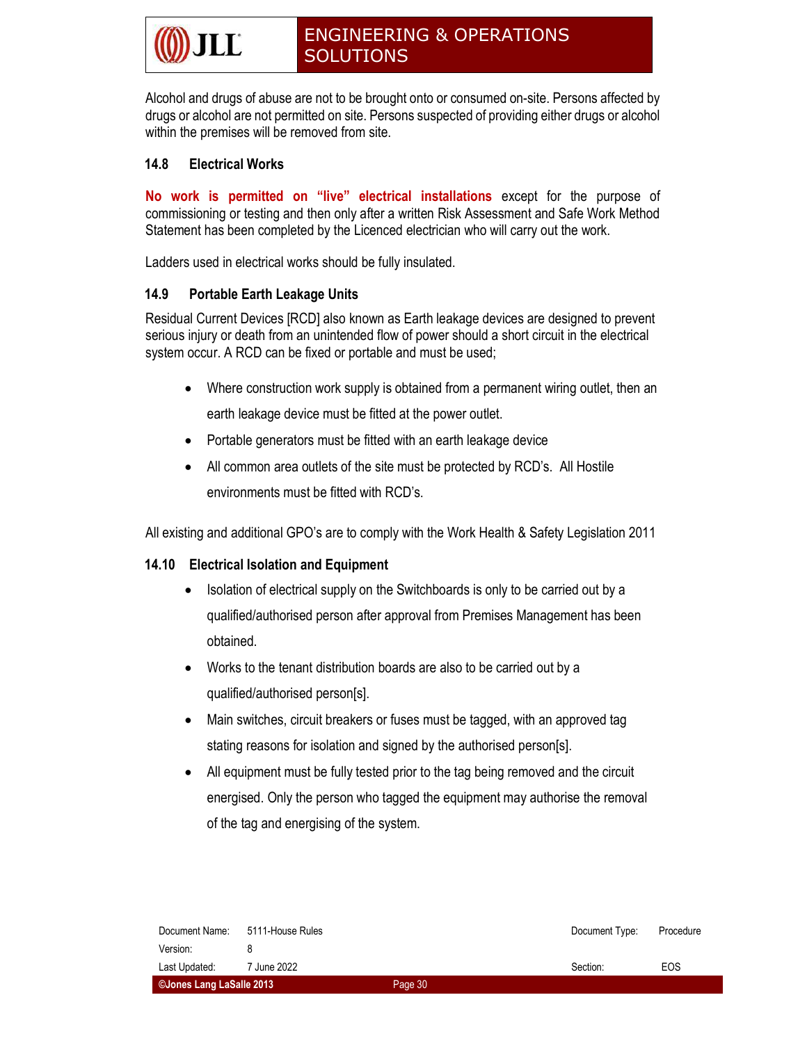Alcohol and drugs of abuse are not to be brought onto or consumed on-site. Persons affected by drugs or alcohol are not permitted on site. Persons suspected of providing either drugs or alcohol within the premises will be removed from site.

### 14.8 Electrical Works

**No work is permitted on "live" electrical installations** except for the purpose of commissioning or testing and then only after a written Risk Assessment and Safe Work Method Statement has been completed by the Licenced electrician who will carry out the work.

Ladders used in electrical works should be fully insulated.

### 14.9 Portable Earth Leakage Units

Residual Current Devices [RCD] also known as Earth leakage devices are designed to prevent serious injury or death from an unintended flow of power should a short circuit in the electrical system occur. A RCD can be fixed or portable and must be used;

- Where construction work supply is obtained from a permanent wiring outlet, then an earth leakage device must be fitted at the power outlet.
- Portable generators must be fitted with an earth leakage device
- All common area outlets of the site must be protected by RCD's. All Hostile environments must be fitted with RCD's.

All existing and additional GPO's are to comply with the Work Health & Safety Legislation 2011

### 14.10 Electrical Isolation and Equipment

- Isolation of electrical supply on the Switchboards is only to be carried out by a qualified/authorised person after approval from Premises Management has been obtained.
- Works to the tenant distribution boards are also to be carried out by a qualified/authorised person[s].
- Main switches, circuit breakers or fuses must be tagged, with an approved tag stating reasons for isolation and signed by the authorised person[s].
- All equipment must be fully tested prior to the tag being removed and the circuit energised. Only the person who tagged the equipment may authorise the removal of the tag and energising of the system.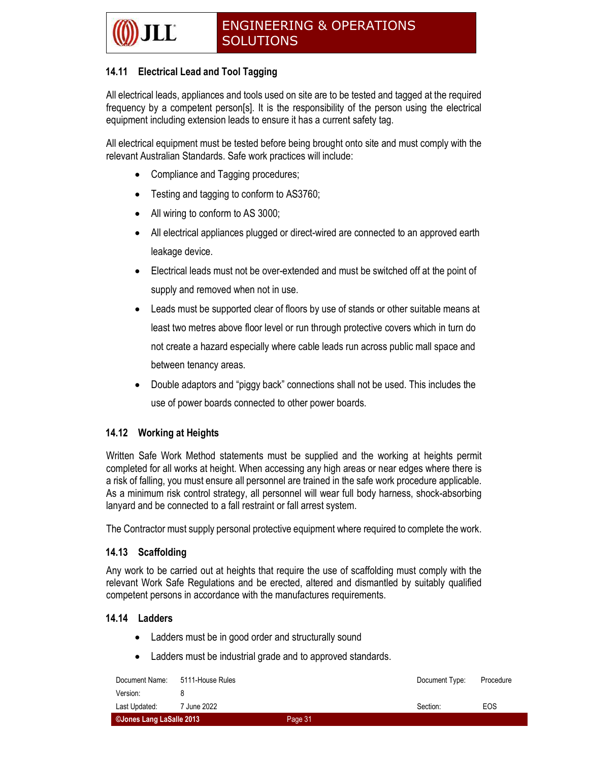### 14.11 Electrical Lead and Tool Tagging

All electrical leads, appliances and tools used on site are to be tested and tagged at the required frequency by a competent person[s]. It is the responsibility of the person using the electrical equipment including extension leads to ensure it has a current safety tag.

All electrical equipment must be tested before being brought onto site and must comply with the relevant Australian Standards. Safe work practices will include:

- Compliance and Tagging procedures;
- Testing and tagging to conform to AS3760;
- All wiring to conform to AS 3000;
- All electrical appliances plugged or direct-wired are connected to an approved earth leakage device.
- Electrical leads must not be over-extended and must be switched off at the point of supply and removed when not in use.
- Leads must be supported clear of floors by use of stands or other suitable means at least two metres above floor level or run through protective covers which in turn do not create a hazard especially where cable leads run across public mall space and between tenancy areas.
- Double adaptors and "piggy back" connections shall not be used. This includes the use of power boards connected to other power boards.

### 14.12 Working at Heights

Written Safe Work Method statements must be supplied and the working at heights permit completed for all works at height. When accessing any high areas or near edges where there is a risk of falling, you must ensure all personnel are trained in the safe work procedure applicable. As a minimum risk control strategy, all personnel will wear full body harness, shock-absorbing lanyard and be connected to a fall restraint or fall arrest system.

The Contractor must supply personal protective equipment where required to complete the work.

### 14.13 Scaffolding

Any work to be carried out at heights that require the use of scaffolding must comply with the relevant Work Safe Regulations and be erected, altered and dismantled by suitably qualified competent persons in accordance with the manufactures requirements.

### 14.14 Ladders

- Ladders must be in good order and structurally sound
- Ladders must be industrial grade and to approved standards.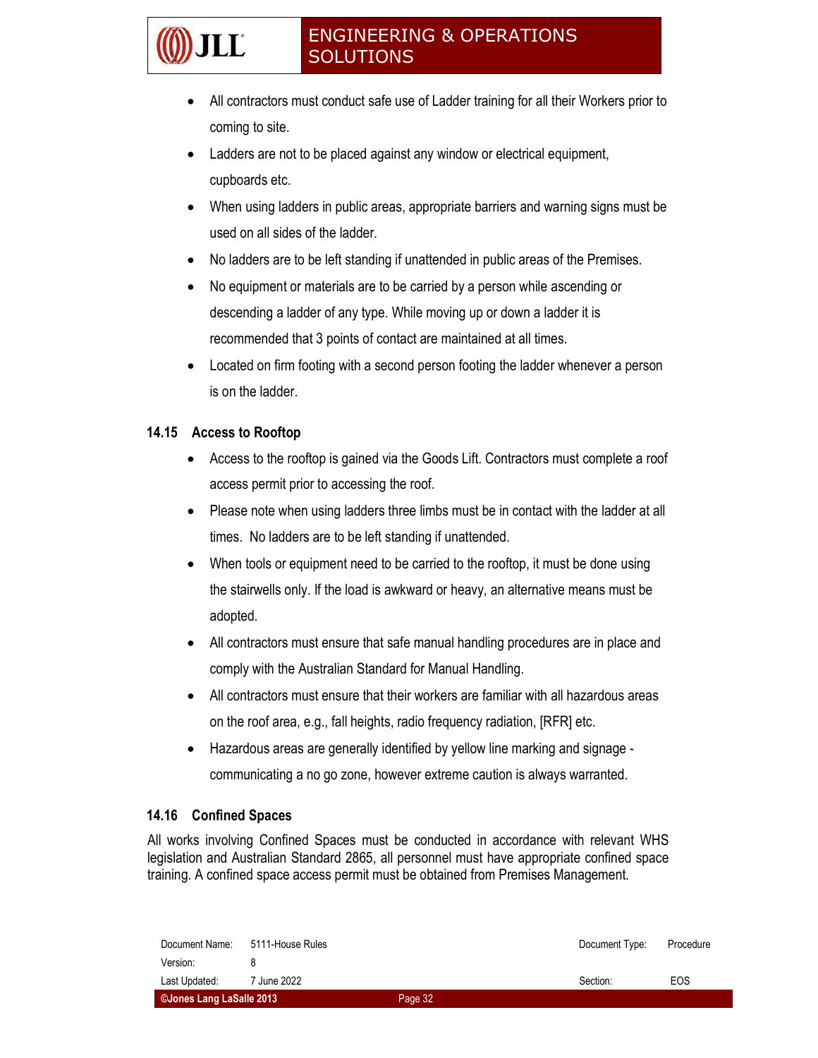- All contractors must conduct safe use of Ladder training for all their Workers prior to coming to site.
- Ladders are not to be placed against any window or electrical equipment, cupboards etc.
- When using ladders in public areas, appropriate barriers and warning signs must be used on all sides of the ladder.
- No ladders are to be left standing if unattended in public areas of the Premises.
- No equipment or materials are to be carried by a person while ascending or descending a ladder of any type. While moving up or down a ladder it is recommended that 3 points of contact are maintained at all times.
- Located on firm footing with a second person footing the ladder whenever a person is on the ladder.

### 14.15 Access to Rooftop

- Access to the rooftop is gained via the Goods Lift. Contractors must complete a roof access permit prior to accessing the roof.
- Please note when using ladders three limbs must be in contact with the ladder at all times. No ladders are to be left standing if unattended.
- When tools or equipment need to be carried to the rooftop, it must be done using the stairwells only. If the load is awkward or heavy, an alternative means must be adopted.
- All contractors must ensure that safe manual handling procedures are in place and comply with the Australian Standard for Manual Handling.
- All contractors must ensure that their workers are familiar with all hazardous areas on the roof area, e.g., fall heights, radio frequency radiation, [RFR] etc.
- Hazardous areas are generally identified by yellow line marking and signage - communicating a no go zone, however extreme caution is always warranted.

### 14.16 Confined Spaces

All works involving Confined Spaces must be conducted in accordance with relevant WHS legislation and Australian Standard 2865, all personnel must have appropriate confined space training. A confined space access permit must be obtained from Premises Management.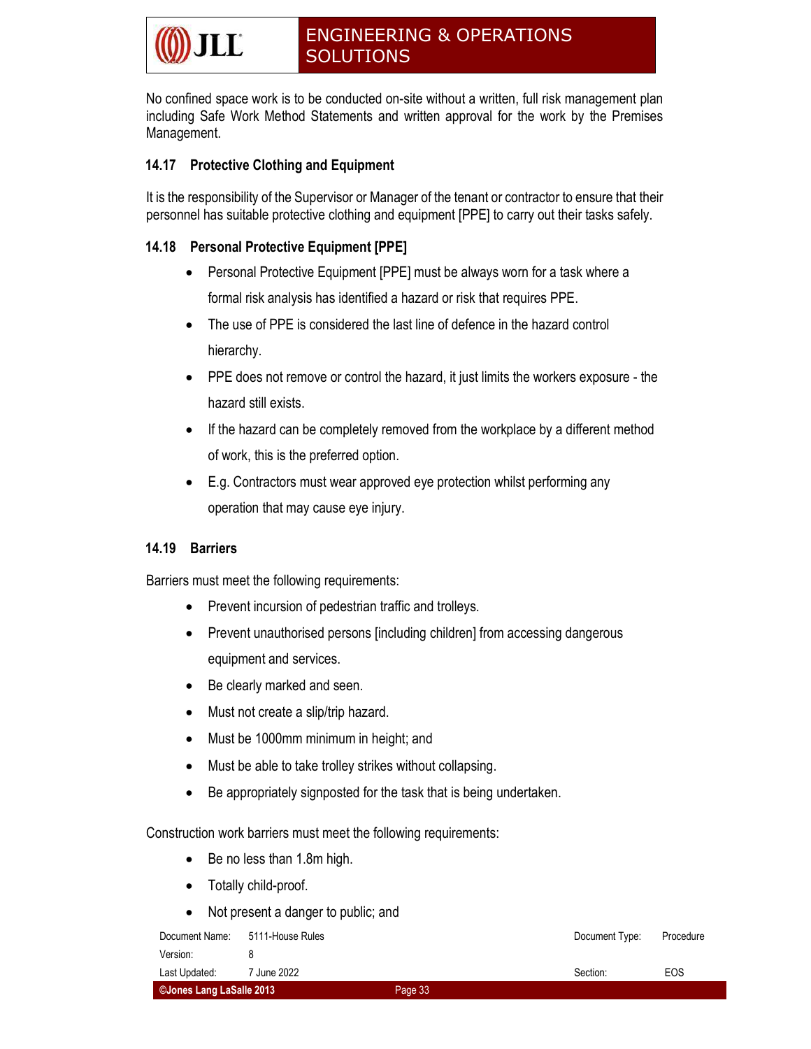No confined space work is to be conducted on-site without a written, full risk management plan including Safe Work Method Statements and written approval for the work by the Premises Management.

### 14.17 Protective Clothing and Equipment

It is the responsibility of the Supervisor or Manager of the tenant or contractor to ensure that their personnel has suitable protective clothing and equipment [PPE] to carry out their tasks safely.

### 14.18 Personal Protective Equipment [PPE]

- Personal Protective Equipment [PPE] must be always worn for a task where a formal risk analysis has identified a hazard or risk that requires PPE.
- The use of PPE is considered the last line of defence in the hazard control hierarchy.
- PPE does not remove or control the hazard, it just limits the workers exposure - the hazard still exists.
- If the hazard can be completely removed from the workplace by a different method of work, this is the preferred option.
- E.g. Contractors must wear approved eye protection whilst performing any operation that may cause eye injury.

### 14.19 Barriers

Barriers must meet the following requirements:

- Prevent incursion of pedestrian traffic and trolleys.
- Prevent unauthorised persons [including children] from accessing dangerous equipment and services.
- Be clearly marked and seen.
- Must not create a slip/trip hazard.
- Must be 1000mm minimum in height; and
- Must be able to take trolley strikes without collapsing.
- Be appropriately signposted for the task that is being undertaken.

Construction work barriers must meet the following requirements:

- Be no less than 1.8m high.
- Totally child-proof.
- Not present a danger to public; and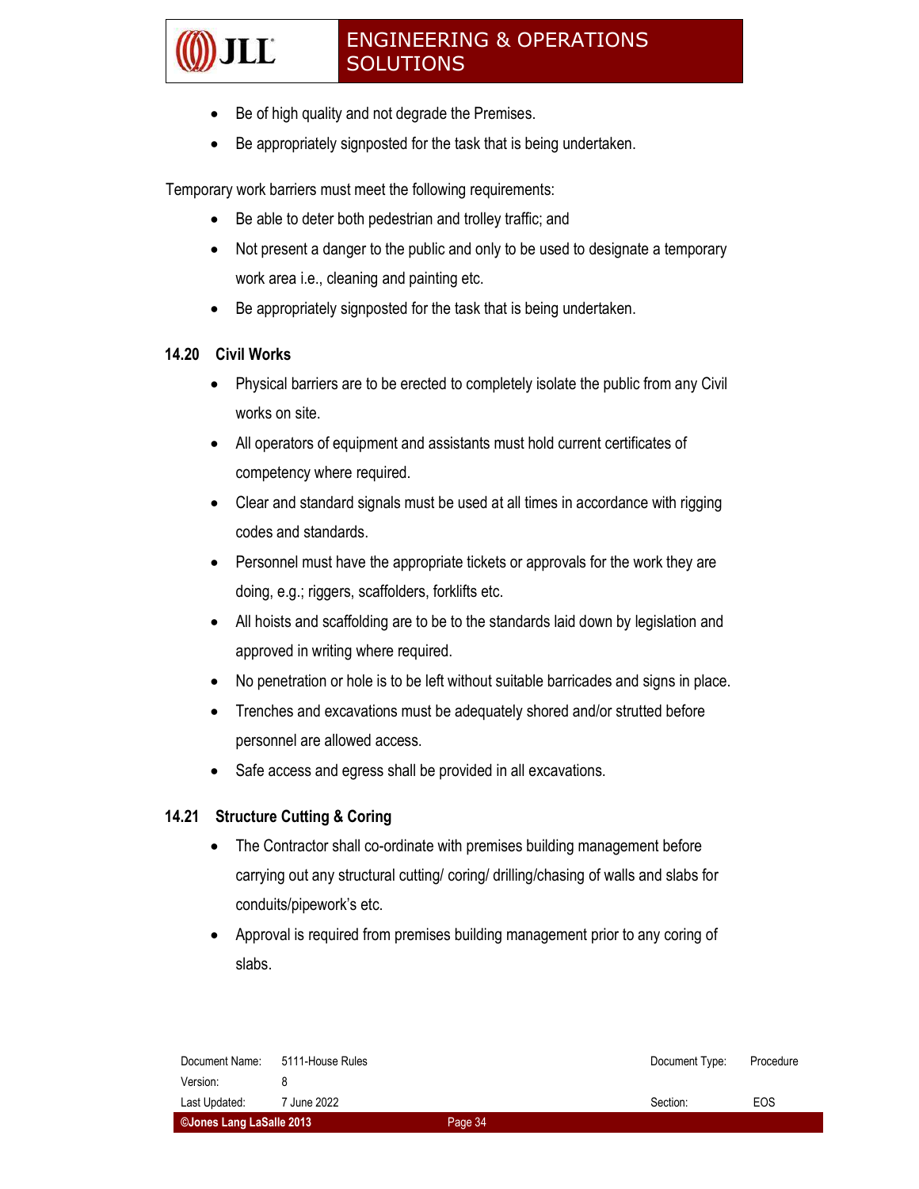- Be of high quality and not degrade the Premises.
- Be appropriately signposted for the task that is being undertaken.

Temporary work barriers must meet the following requirements:

- Be able to deter both pedestrian and trolley traffic; and
- Not present a danger to the public and only to be used to designate a temporary work area i.e., cleaning and painting etc.
- Be appropriately signposted for the task that is being undertaken.

### 14.20 Civil Works

- Physical barriers are to be erected to completely isolate the public from any Civil works on site.
- All operators of equipment and assistants must hold current certificates of competency where required.
- Clear and standard signals must be used at all times in accordance with rigging codes and standards.
- Personnel must have the appropriate tickets or approvals for the work they are doing, e.g.; riggers, scaffolders, forklifts etc.
- All hoists and scaffolding are to be to the standards laid down by legislation and approved in writing where required.
- No penetration or hole is to be left without suitable barricades and signs in place.
- Trenches and excavations must be adequately shored and/or strutted before personnel are allowed access.
- Safe access and egress shall be provided in all excavations.

### 14.21 Structure Cutting & Coring

- The Contractor shall co-ordinate with premises building management before carrying out any structural cutting/ coring/ drilling/chasing of walls and slabs for conduits/pipework's etc.
- Approval is required from premises building management prior to any coring of slabs.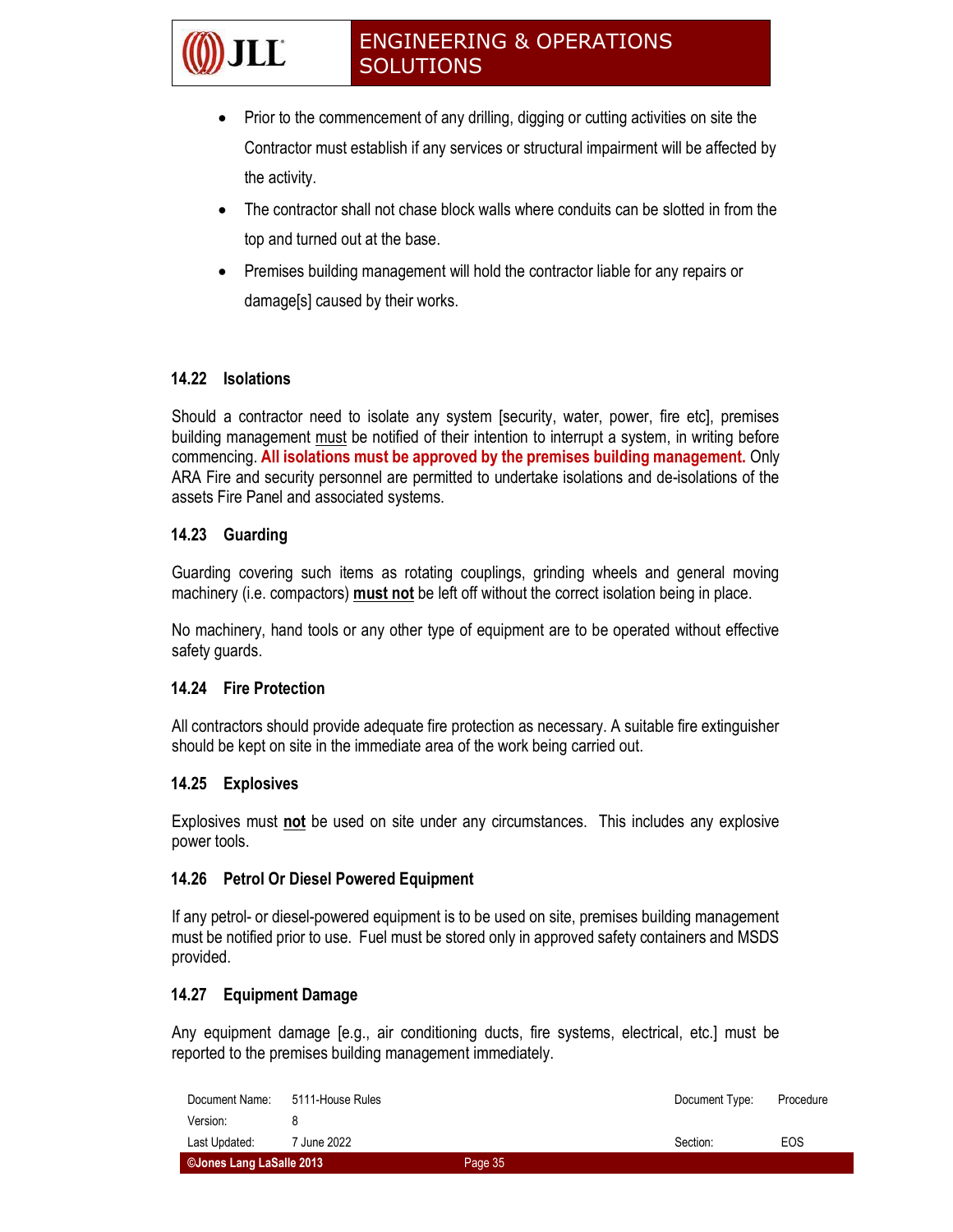- Prior to the commencement of any drilling, digging or cutting activities on site the Contractor must establish if any services or structural impairment will be affected by the activity.
- The contractor shall not chase block walls where conduits can be slotted in from the top and turned out at the base.
- Premises building management will hold the contractor liable for any repairs or damage[s] caused by their works.

### 14.22 Isolations

Should a contractor need to isolate any system [security, water, power, fire etc], premises building management must be notified of their intention to interrupt a system, in writing before commencing. **All isolations must be approved by the premises building management.** Only ARA Fire and security personnel are permitted to undertake isolations and de-isolations of the assets Fire Panel and associated systems.

### 14.23 Guarding

Guarding covering such items as rotating couplings, grinding wheels and general moving machinery (i.e. compactors) **must not** be left off without the correct isolation being in place.

No machinery, hand tools or any other type of equipment are to be operated without effective safety guards.

### 14.24 Fire Protection

All contractors should provide adequate fire protection as necessary. A suitable fire extinguisher should be kept on site in the immediate area of the work being carried out.

### 14.25 Explosives

Explosives must **not** be used on site under any circumstances. This includes any explosive power tools.

### 14.26 Petrol Or Diesel Powered Equipment

If any petrol- or diesel-powered equipment is to be used on site, premises building management must be notified prior to use. Fuel must be stored only in approved safety containers and MSDS provided.

### 14.27 Equipment Damage

Any equipment damage [e.g., air conditioning ducts, fire systems, electrical, etc.] must be reported to the premises building management immediately.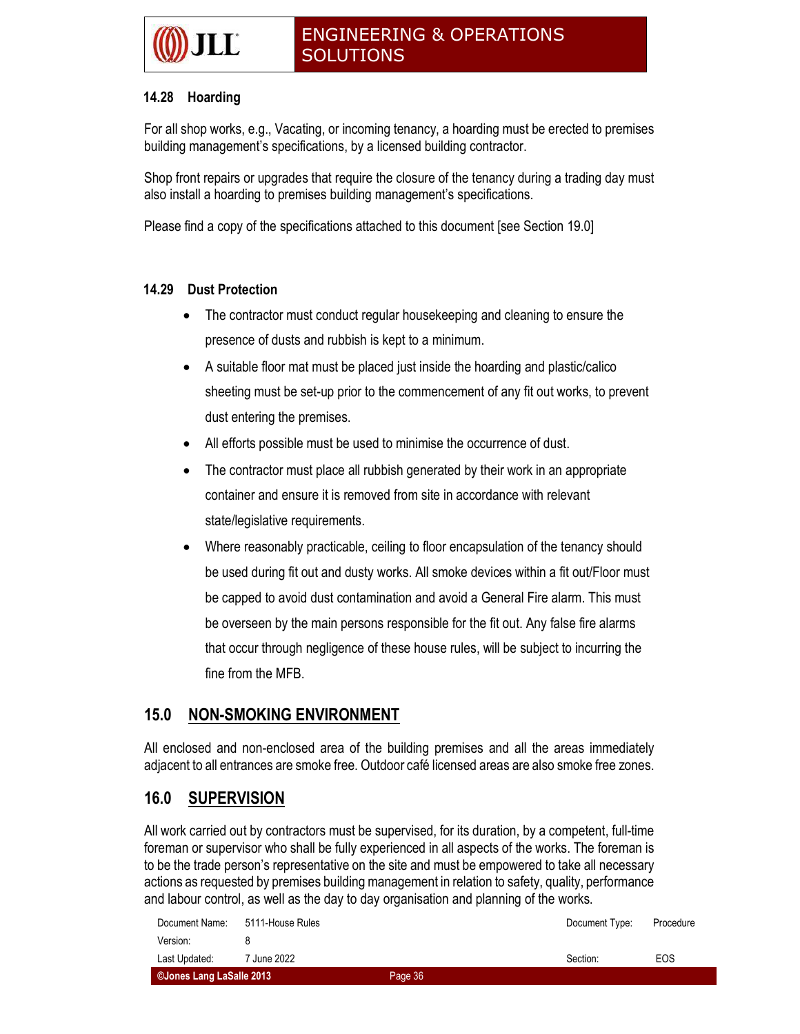### 14.28 Hoarding

For all shop works, e.g., Vacating, or incoming tenancy, a hoarding must be erected to premises building management's specifications, by a licensed building contractor.

Shop front repairs or upgrades that require the closure of the tenancy during a trading day must also install a hoarding to premises building management's specifications.

Please find a copy of the specifications attached to this document [see Section 19.0]

### 14.29 Dust Protection

- The contractor must conduct regular housekeeping and cleaning to ensure the presence of dusts and rubbish is kept to a minimum.
- A suitable floor mat must be placed just inside the hoarding and plastic/calico sheeting must be set-up prior to the commencement of any fit out works, to prevent dust entering the premises.
- All efforts possible must be used to minimise the occurrence of dust.
- The contractor must place all rubbish generated by their work in an appropriate container and ensure it is removed from site in accordance with relevant state/legislative requirements.
- Where reasonably practicable, ceiling to floor encapsulation of the tenancy should be used during fit out and dusty works. All smoke devices within a fit out/Floor must be capped to avoid dust contamination and avoid a General Fire alarm. This must be overseen by the main persons responsible for the fit out. Any false fire alarms that occur through negligence of these house rules, will be subject to incurring the fine from the MFB.

## 15.0 NON-SMOKING ENVIRONMENT

All enclosed and non-enclosed area of the building premises and all the areas immediately adjacent to all entrances are smoke free. Outdoor café licensed areas are also smoke free zones.

## 16.0 SUPERVISION

All work carried out by contractors must be supervised, for its duration, by a competent, full-time foreman or supervisor who shall be fully experienced in all aspects of the works. The foreman is to be the trade person's representative on the site and must be empowered to take all necessary actions as requested by premises building management in relation to safety, quality, performance and labour control, as well as the day to day organisation and planning of the works.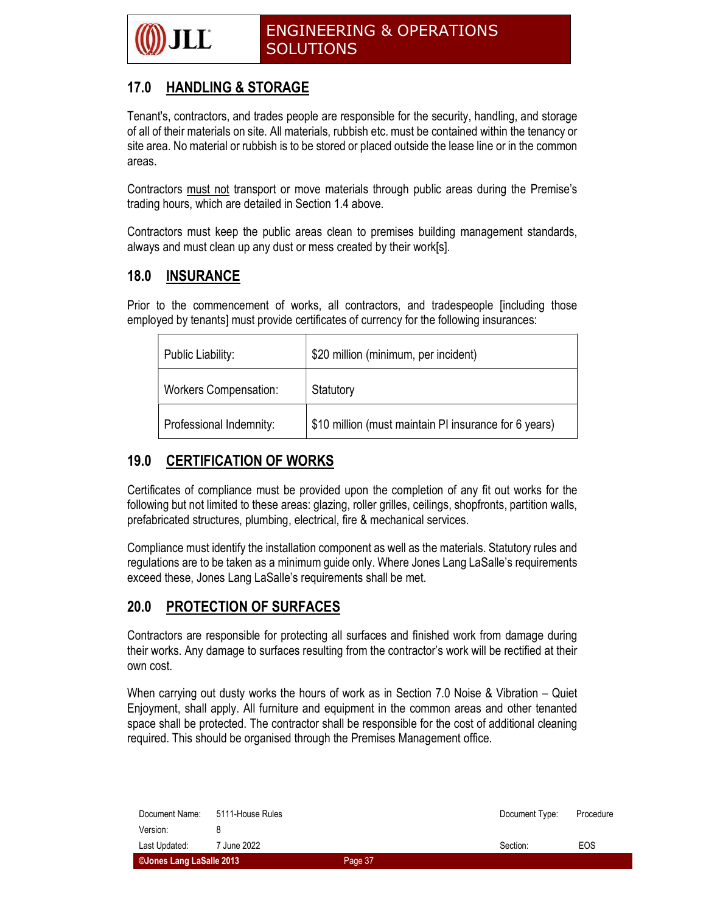## 17.0 HANDLING & STORAGE

Tenant's, contractors, and trades people are responsible for the security, handling, and storage of all of their materials on site. All materials, rubbish etc. must be contained within the tenancy or site area. No material or rubbish is to be stored or placed outside the lease line or in the common areas.

Contractors must not transport or move materials through public areas during the Premise's trading hours, which are detailed in Section 1.4 above.

Contractors must keep the public areas clean to premises building management standards, always and must clean up any dust or mess created by their work[s].

## 18.0 INSURANCE

Prior to the commencement of works, all contractors, and tradespeople [including those employed by tenants] must provide certificates of currency for the following insurances:

| | |
|---|---|
| Public Liability: | $20 million (minimum, per incident) |
| Workers Compensation: | Statutory |
| Professional Indemnity: | $10 million (must maintain PI insurance for 6 years) |

## 19.0 CERTIFICATION OF WORKS

Certificates of compliance must be provided upon the completion of any fit out works for the following but not limited to these areas: glazing, roller grilles, ceilings, shopfronts, partition walls, prefabricated structures, plumbing, electrical, fire & mechanical services.

Compliance must identify the installation component as well as the materials. Statutory rules and regulations are to be taken as a minimum guide only. Where Jones Lang LaSalle's requirements exceed these, Jones Lang LaSalle's requirements shall be met.

## 20.0 PROTECTION OF SURFACES

Contractors are responsible for protecting all surfaces and finished work from damage during their works. Any damage to surfaces resulting from the contractor's work will be rectified at their own cost.

When carrying out dusty works the hours of work as in Section 7.0 Noise & Vibration – Quiet Enjoyment, shall apply. All furniture and equipment in the common areas and other tenanted space shall be protected. The contractor shall be responsible for the cost of additional cleaning required. This should be organised through the Premises Management office.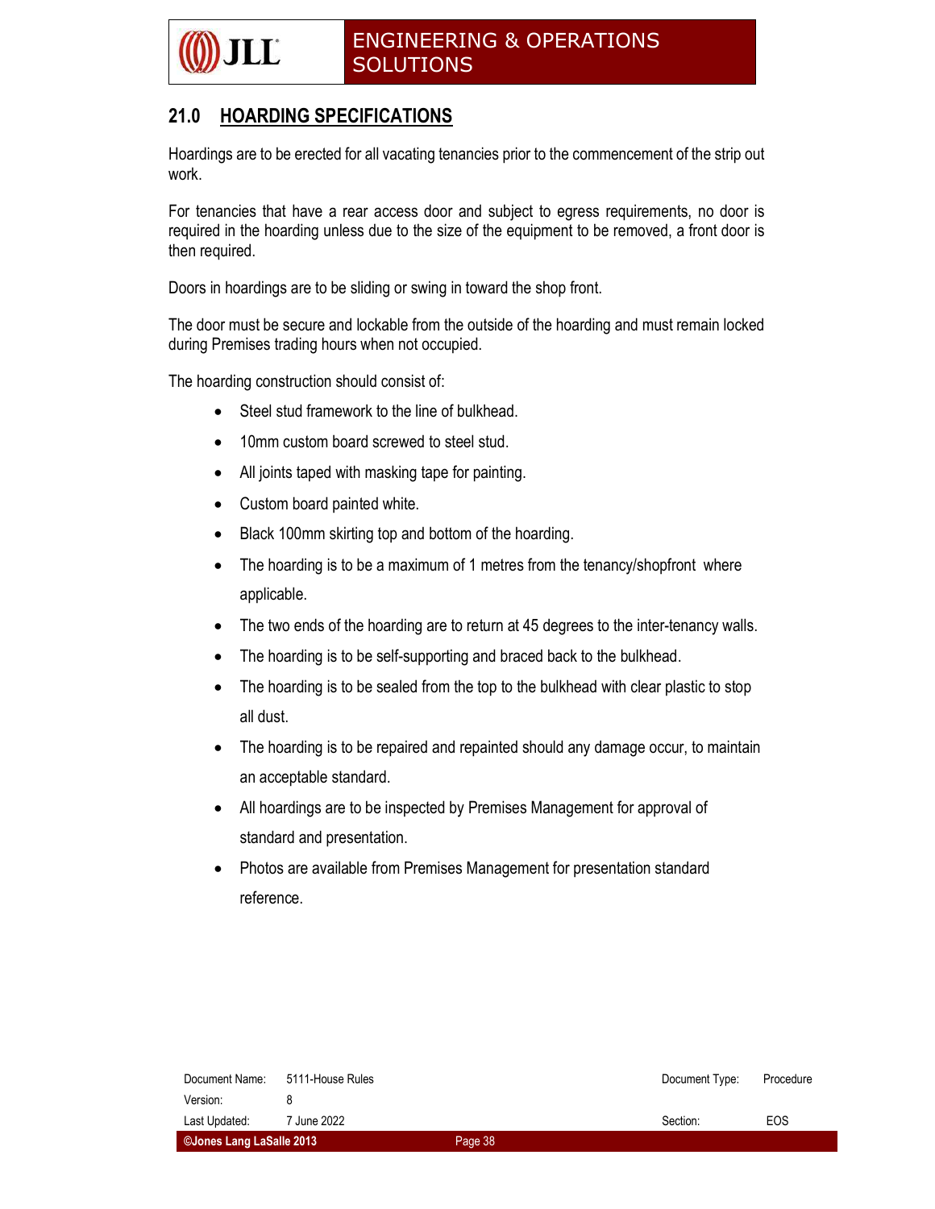## 21.0 HOARDING SPECIFICATIONS

Hoardings are to be erected for all vacating tenancies prior to the commencement of the strip out work.

For tenancies that have a rear access door and subject to egress requirements, no door is required in the hoarding unless due to the size of the equipment to be removed, a front door is then required.

Doors in hoardings are to be sliding or swing in toward the shop front.

The door must be secure and lockable from the outside of the hoarding and must remain locked during Premises trading hours when not occupied.

The hoarding construction should consist of:

- Steel stud framework to the line of bulkhead.
- 10mm custom board screwed to steel stud.
- All joints taped with masking tape for painting.
- Custom board painted white.
- Black 100mm skirting top and bottom of the hoarding.
- The hoarding is to be a maximum of 1 metres from the tenancy/shopfront where applicable.
- The two ends of the hoarding are to return at 45 degrees to the inter-tenancy walls.
- The hoarding is to be self-supporting and braced back to the bulkhead.
- The hoarding is to be sealed from the top to the bulkhead with clear plastic to stop all dust.
- The hoarding is to be repaired and repainted should any damage occur, to maintain an acceptable standard.
- All hoardings are to be inspected by Premises Management for approval of standard and presentation.
- Photos are available from Premises Management for presentation standard reference.